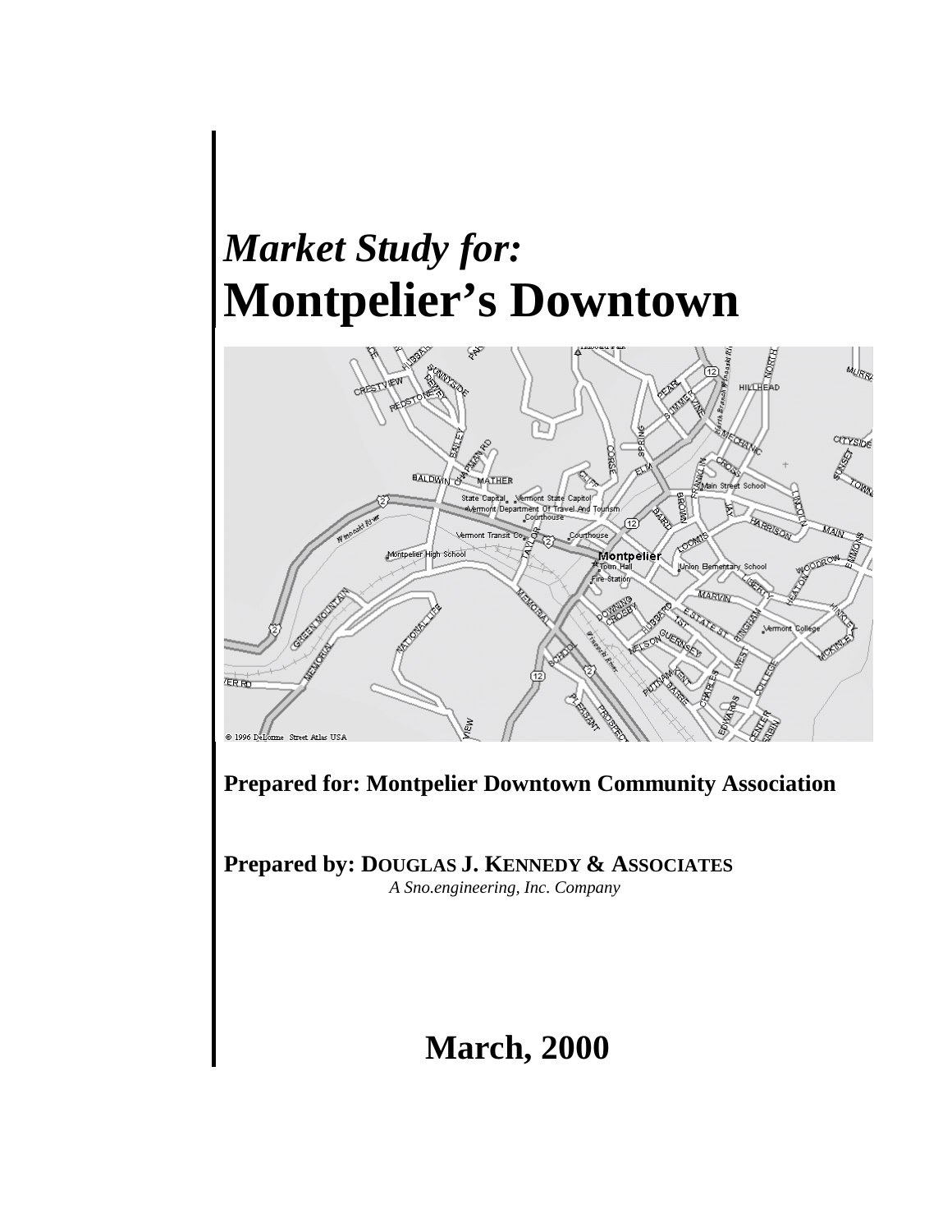# *Market Study for:*
# Montpelier's Downtown

**Prepared for: Montpelier Downtown Community Association**

**Prepared by: DOUGLAS J. KENNEDY & ASSOCIATES**

*A Sno.engineering, Inc. Company*

**March, 2000**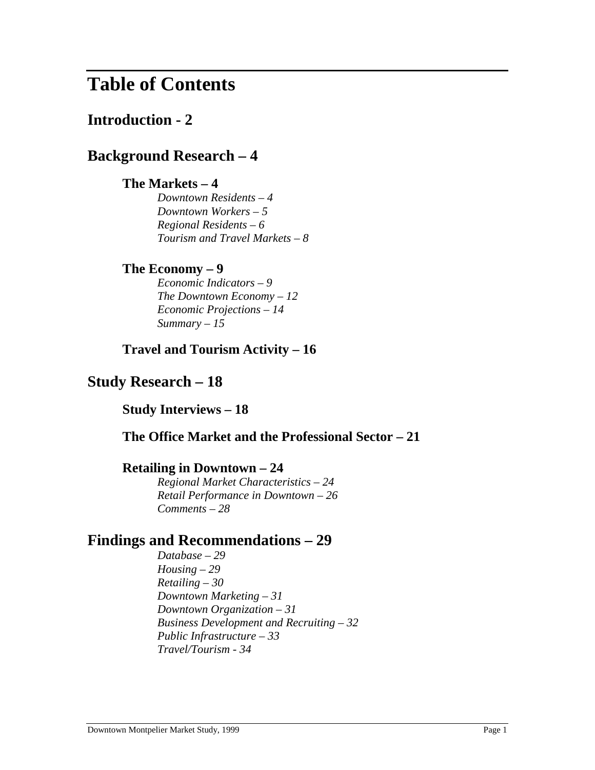# Table of Contents

## Introduction - 2

## Background Research – 4

### The Markets – 4

*Downtown Residents – 4*
*Downtown Workers – 5*
*Regional Residents – 6*
*Tourism and Travel Markets – 8*

### The Economy – 9

*Economic Indicators – 9*
*The Downtown Economy – 12*
*Economic Projections – 14*
*Summary – 15*

### Travel and Tourism Activity – 16

## Study Research – 18

### Study Interviews – 18

### The Office Market and the Professional Sector – 21

### Retailing in Downtown – 24

*Regional Market Characteristics – 24*
*Retail Performance in Downtown – 26*
*Comments – 28*

## Findings and Recommendations – 29

*Database – 29*
*Housing – 29*
*Retailing – 30*
*Downtown Marketing – 31*
*Downtown Organization – 31*
*Business Development and Recruiting – 32*
*Public Infrastructure – 33*
*Travel/Tourism - 34*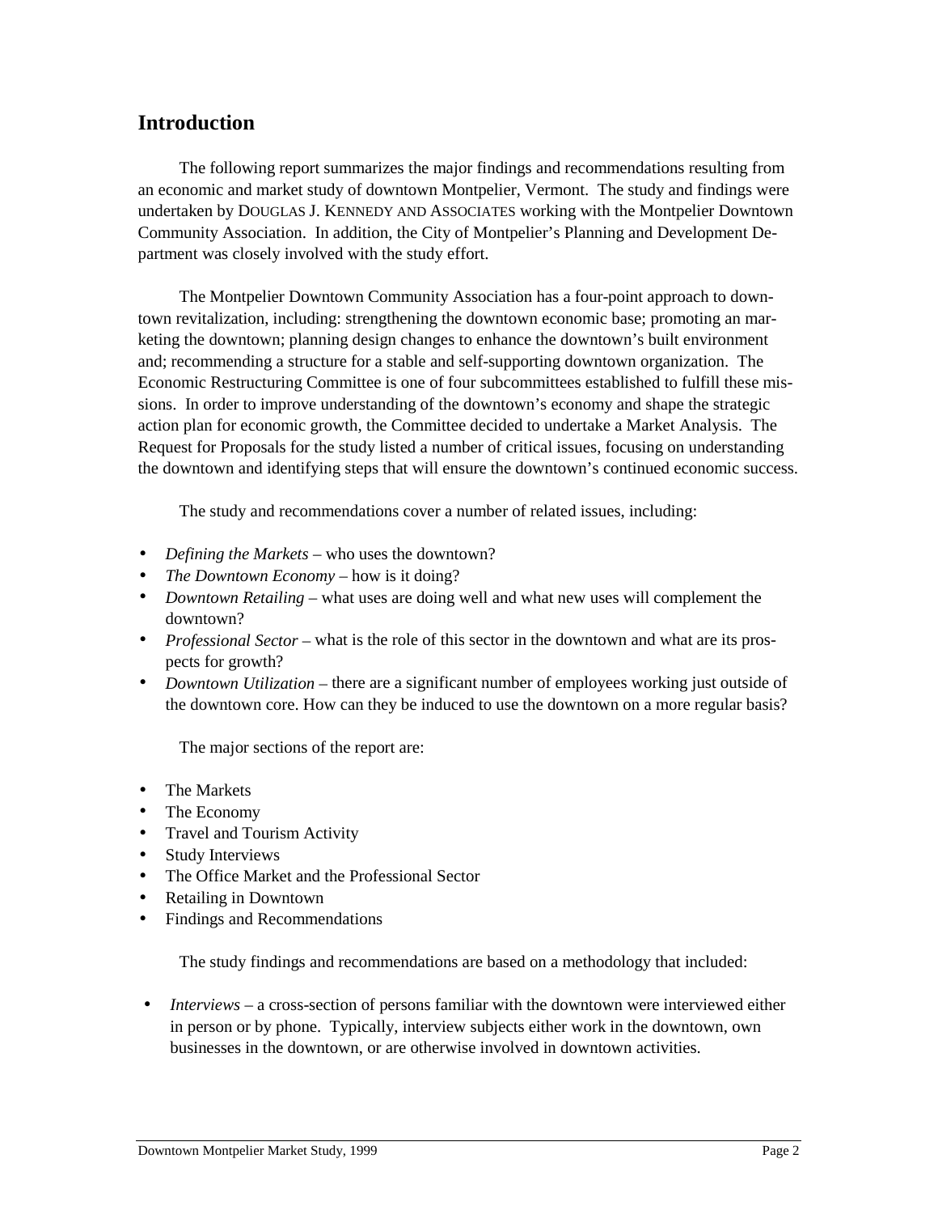## Introduction

The following report summarizes the major findings and recommendations resulting from an economic and market study of downtown Montpelier, Vermont. The study and findings were undertaken by DOUGLAS J. KENNEDY AND ASSOCIATES working with the Montpelier Downtown Community Association. In addition, the City of Montpelier's Planning and Development Department was closely involved with the study effort.

The Montpelier Downtown Community Association has a four-point approach to downtown revitalization, including: strengthening the downtown economic base; promoting an marketing the downtown; planning design changes to enhance the downtown's built environment and; recommending a structure for a stable and self-supporting downtown organization. The Economic Restructuring Committee is one of four subcommittees established to fulfill these missions. In order to improve understanding of the downtown's economy and shape the strategic action plan for economic growth, the Committee decided to undertake a Market Analysis. The Request for Proposals for the study listed a number of critical issues, focusing on understanding the downtown and identifying steps that will ensure the downtown's continued economic success.

The study and recommendations cover a number of related issues, including:

- *Defining the Markets* – who uses the downtown?
- *The Downtown Economy* – how is it doing?
- *Downtown Retailing* – what uses are doing well and what new uses will complement the downtown?
- *Professional Sector* – what is the role of this sector in the downtown and what are its prospects for growth?
- *Downtown Utilization* – there are a significant number of employees working just outside of the downtown core. How can they be induced to use the downtown on a more regular basis?

The major sections of the report are:

- The Markets
- The Economy
- Travel and Tourism Activity
- Study Interviews
- The Office Market and the Professional Sector
- Retailing in Downtown
- Findings and Recommendations

The study findings and recommendations are based on a methodology that included:

- *Interviews* – a cross-section of persons familiar with the downtown were interviewed either in person or by phone. Typically, interview subjects either work in the downtown, own businesses in the downtown, or are otherwise involved in downtown activities.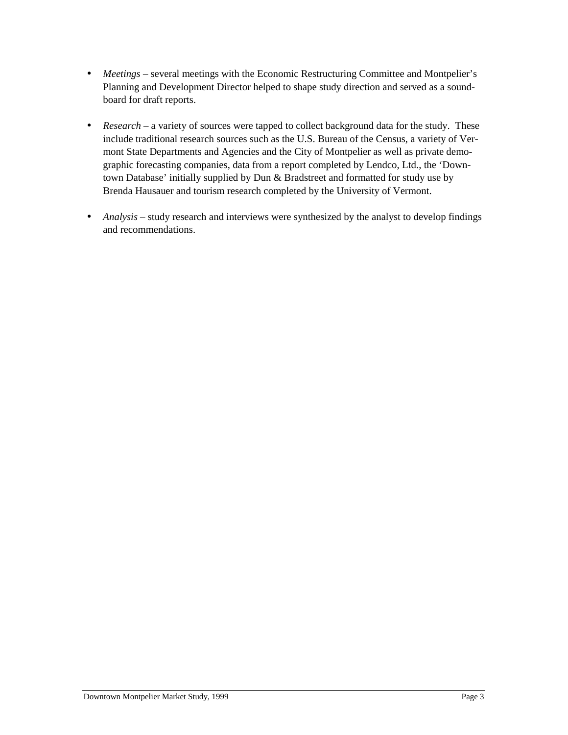- *Meetings* – several meetings with the Economic Restructuring Committee and Montpelier's Planning and Development Director helped to shape study direction and served as a sound-board for draft reports.

- *Research* – a variety of sources were tapped to collect background data for the study. These include traditional research sources such as the U.S. Bureau of the Census, a variety of Vermont State Departments and Agencies and the City of Montpelier as well as private demographic forecasting companies, data from a report completed by Lendco, Ltd., the 'Downtown Database' initially supplied by Dun & Bradstreet and formatted for study use by Brenda Hausauer and tourism research completed by the University of Vermont.

- *Analysis* – study research and interviews were synthesized by the analyst to develop findings and recommendations.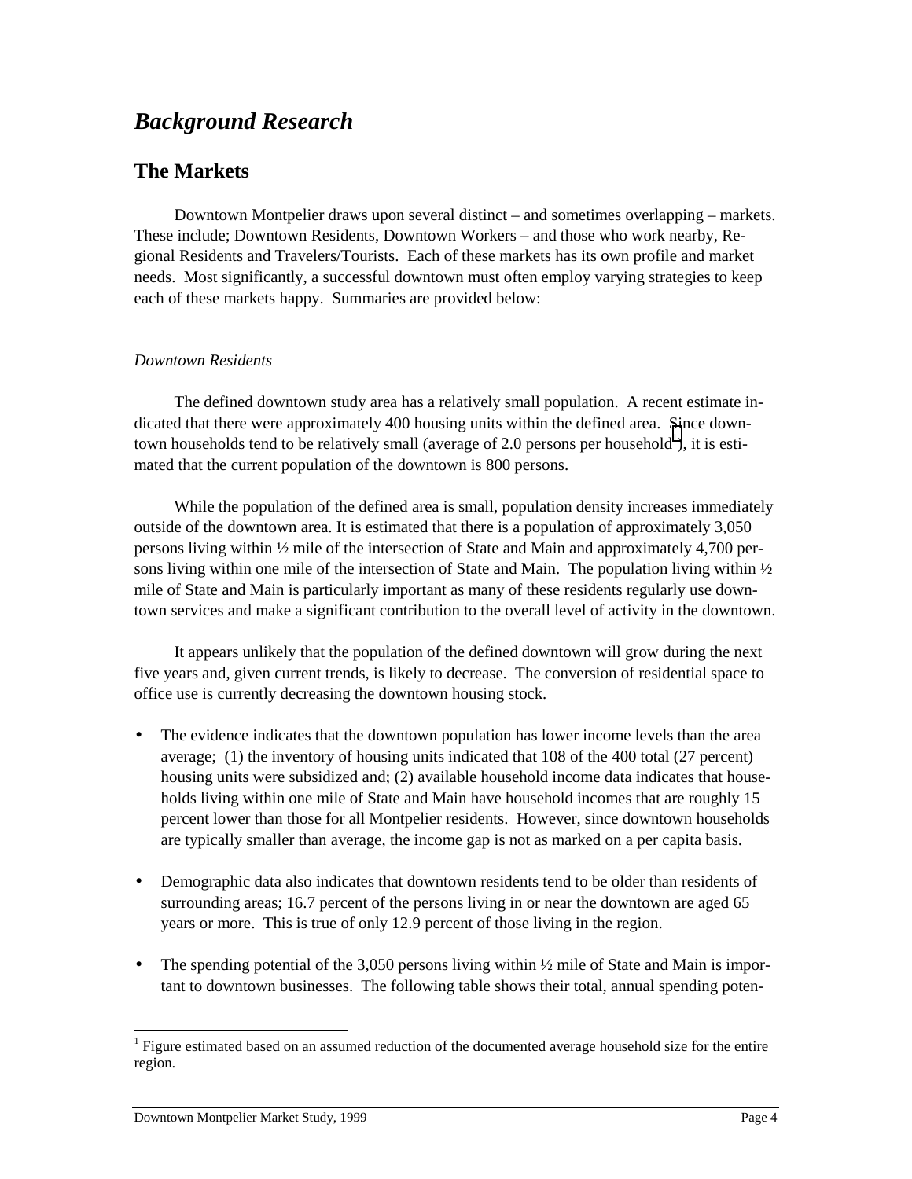# *Background Research*

## The Markets

Downtown Montpelier draws upon several distinct – and sometimes overlapping – markets. These include; Downtown Residents, Downtown Workers – and those who work nearby, Regional Residents and Travelers/Tourists. Each of these markets has its own profile and market needs. Most significantly, a successful downtown must often employ varying strategies to keep each of these markets happy. Summaries are provided below:

*Downtown Residents*

The defined downtown study area has a relatively small population. A recent estimate indicated that there were approximately 400 housing units within the defined area. Since downtown households tend to be relatively small (average of 2.0 persons per household[1]), it is estimated that the current population of the downtown is 800 persons.

While the population of the defined area is small, population density increases immediately outside of the downtown area. It is estimated that there is a population of approximately 3,050 persons living within ½ mile of the intersection of State and Main and approximately 4,700 persons living within one mile of the intersection of State and Main. The population living within ½ mile of State and Main is particularly important as many of these residents regularly use downtown services and make a significant contribution to the overall level of activity in the downtown.

It appears unlikely that the population of the defined downtown will grow during the next five years and, given current trends, is likely to decrease. The conversion of residential space to office use is currently decreasing the downtown housing stock.

- The evidence indicates that the downtown population has lower income levels than the area average; (1) the inventory of housing units indicated that 108 of the 400 total (27 percent) housing units were subsidized and; (2) available household income data indicates that households living within one mile of State and Main have household incomes that are roughly 15 percent lower than those for all Montpelier residents. However, since downtown households are typically smaller than average, the income gap is not as marked on a per capita basis.

- Demographic data also indicates that downtown residents tend to be older than residents of surrounding areas; 16.7 percent of the persons living in or near the downtown are aged 65 years or more. This is true of only 12.9 percent of those living in the region.

- The spending potential of the 3,050 persons living within ½ mile of State and Main is important to downtown businesses. The following table shows their total, annual spending poten-

[1] Figure estimated based on an assumed reduction of the documented average household size for the entire region.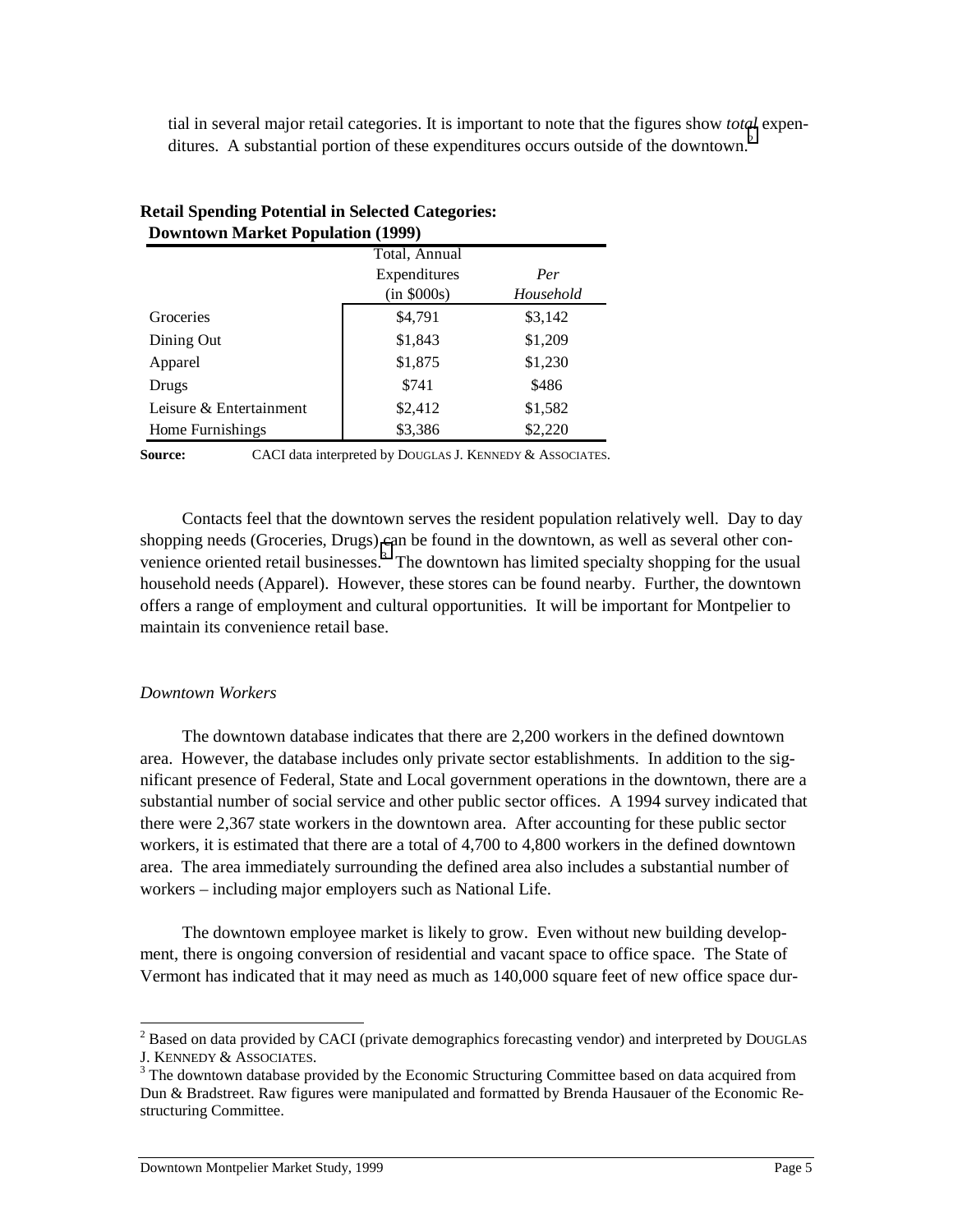tial in several major retail categories. It is important to note that the figures show *total* expenditures. A substantial portion of these expenditures occurs outside of the downtown.[2]

**Retail Spending Potential in Selected Categories: Downtown Market Population (1999)**

| | Total, Annual Expenditures (in $000s) | *Per Household* |
|---|---|---|
| Groceries | $4,791 | $3,142 |
| Dining Out | $1,843 | $1,209 |
| Apparel | $1,875 | $1,230 |
| Drugs | $741 | $486 |
| Leisure & Entertainment | $2,412 | $1,582 |
| Home Furnishings | $3,386 | $2,220 |

**Source:** CACI data interpreted by DOUGLAS J. KENNEDY & ASSOCIATES.

Contacts feel that the downtown serves the resident population relatively well. Day to day shopping needs (Groceries, Drugs) can be found in the downtown, as well as several other convenience oriented retail businesses.[3] The downtown has limited specialty shopping for the usual household needs (Apparel). However, these stores can be found nearby. Further, the downtown offers a range of employment and cultural opportunities. It will be important for Montpelier to maintain its convenience retail base.

*Downtown Workers*

The downtown database indicates that there are 2,200 workers in the defined downtown area. However, the database includes only private sector establishments. In addition to the significant presence of Federal, State and Local government operations in the downtown, there are a substantial number of social service and other public sector offices. A 1994 survey indicated that there were 2,367 state workers in the downtown area. After accounting for these public sector workers, it is estimated that there are a total of 4,700 to 4,800 workers in the defined downtown area. The area immediately surrounding the defined area also includes a substantial number of workers – including major employers such as National Life.

The downtown employee market is likely to grow. Even without new building development, there is ongoing conversion of residential and vacant space to office space. The State of Vermont has indicated that it may need as much as 140,000 square feet of new office space dur-

---

[2] Based on data provided by CACI (private demographics forecasting vendor) and interpreted by DOUGLAS J. KENNEDY & ASSOCIATES.

[3] The downtown database provided by the Economic Structuring Committee based on data acquired from Dun & Bradstreet. Raw figures were manipulated and formatted by Brenda Hausauer of the Economic Restructuring Committee.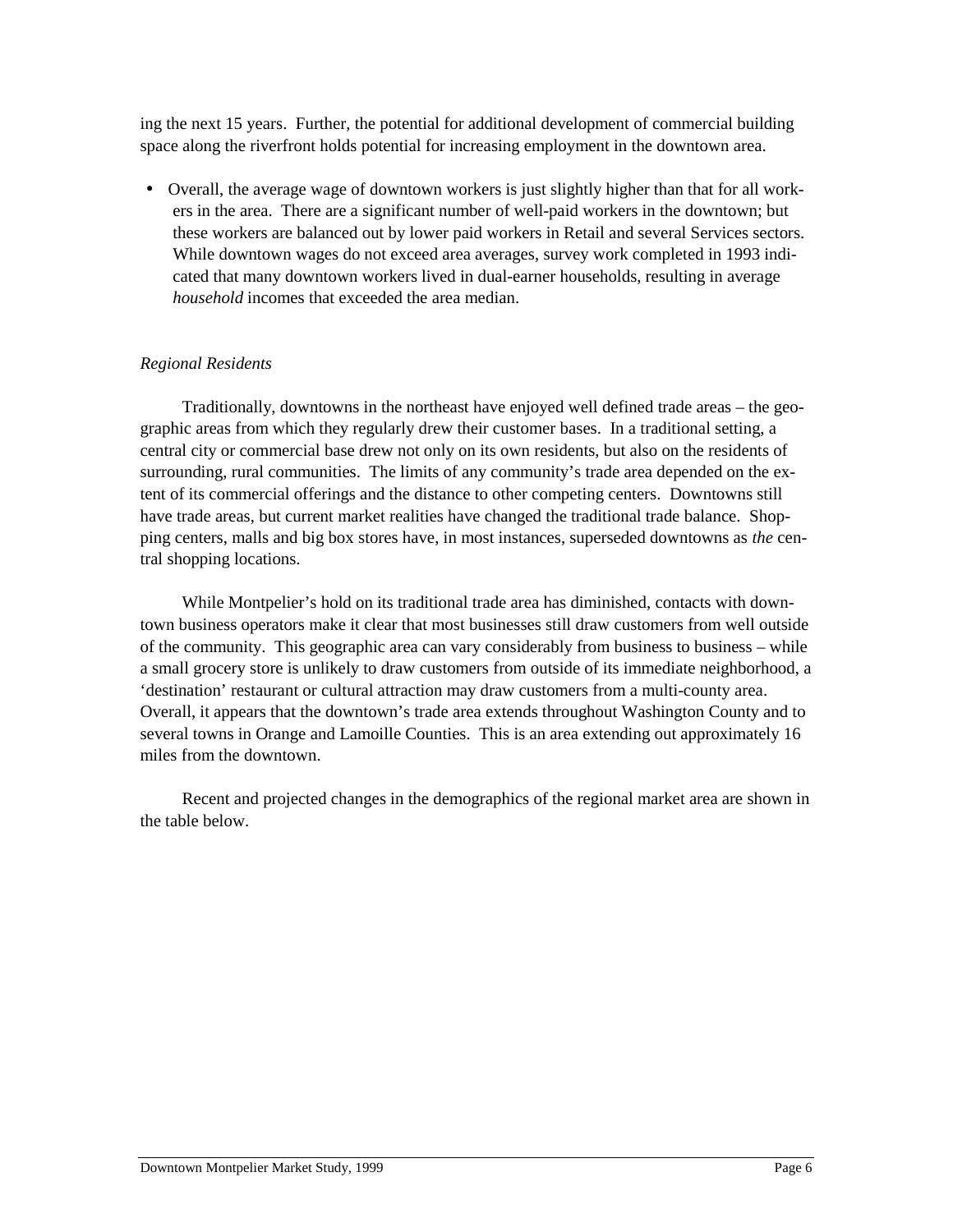ing the next 15 years. Further, the potential for additional development of commercial building space along the riverfront holds potential for increasing employment in the downtown area.

- Overall, the average wage of downtown workers is just slightly higher than that for all workers in the area. There are a significant number of well-paid workers in the downtown; but these workers are balanced out by lower paid workers in Retail and several Services sectors. While downtown wages do not exceed area averages, survey work completed in 1993 indicated that many downtown workers lived in dual-earner households, resulting in average *household* incomes that exceeded the area median.

*Regional Residents*

Traditionally, downtowns in the northeast have enjoyed well defined trade areas – the geographic areas from which they regularly drew their customer bases. In a traditional setting, a central city or commercial base drew not only on its own residents, but also on the residents of surrounding, rural communities. The limits of any community's trade area depended on the extent of its commercial offerings and the distance to other competing centers. Downtowns still have trade areas, but current market realities have changed the traditional trade balance. Shopping centers, malls and big box stores have, in most instances, superseded downtowns as *the* central shopping locations.

While Montpelier's hold on its traditional trade area has diminished, contacts with downtown business operators make it clear that most businesses still draw customers from well outside of the community. This geographic area can vary considerably from business to business – while a small grocery store is unlikely to draw customers from outside of its immediate neighborhood, a 'destination' restaurant or cultural attraction may draw customers from a multi-county area. Overall, it appears that the downtown's trade area extends throughout Washington County and to several towns in Orange and Lamoille Counties. This is an area extending out approximately 16 miles from the downtown.

Recent and projected changes in the demographics of the regional market area are shown in the table below.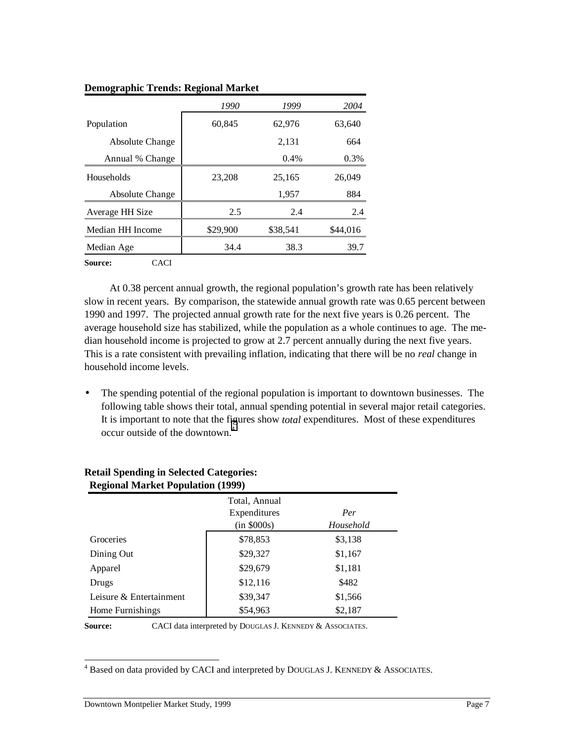**Demographic Trends: Regional Market**

| | *1990* | *1999* | *2004* |
|---|---|---|---|
| Population | 60,845 | 62,976 | 63,640 |
| Absolute Change | | 2,131 | 664 |
| Annual % Change | | 0.4% | 0.3% |
| Households | 23,208 | 25,165 | 26,049 |
| Absolute Change | | 1,957 | 884 |
| Average HH Size | 2.5 | 2.4 | 2.4 |
| Median HH Income | $29,900 | $38,541 | $44,016 |
| Median Age | 34.4 | 38.3 | 39.7 |

**Source:** CACI

At 0.38 percent annual growth, the regional population's growth rate has been relatively slow in recent years. By comparison, the statewide annual growth rate was 0.65 percent between 1990 and 1997. The projected annual growth rate for the next five years is 0.26 percent. The average household size has stabilized, while the population as a whole continues to age. The median household income is projected to grow at 2.7 percent annually during the next five years. This is a rate consistent with prevailing inflation, indicating that there will be no *real* change in household income levels.

- The spending potential of the regional population is important to downtown businesses. The following table shows their total, annual spending potential in several major retail categories. It is important to note that the figures show *total* expenditures. Most of these expenditures occur outside of the downtown.[4]

**Retail Spending in Selected Categories: Regional Market Population (1999)**

| | Total, Annual Expenditures (in $000s) | *Per Household* |
|---|---|---|
| Groceries | $78,853 | $3,138 |
| Dining Out | $29,327 | $1,167 |
| Apparel | $29,679 | $1,181 |
| Drugs | $12,116 | $482 |
| Leisure & Entertainment | $39,347 | $1,566 |
| Home Furnishings | $54,963 | $2,187 |

**Source:** CACI data interpreted by DOUGLAS J. KENNEDY & ASSOCIATES.

[4] Based on data provided by CACI and interpreted by DOUGLAS J. KENNEDY & ASSOCIATES.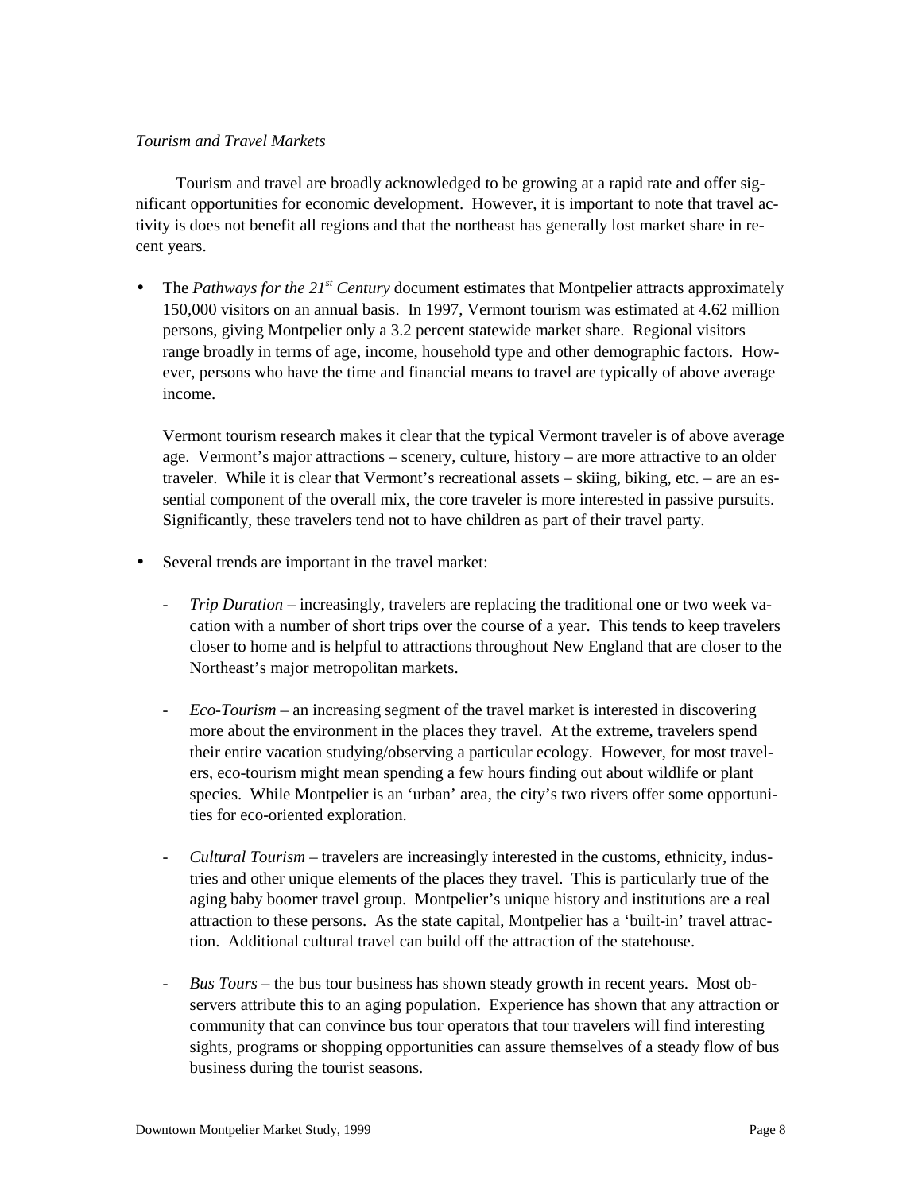*Tourism and Travel Markets*

Tourism and travel are broadly acknowledged to be growing at a rapid rate and offer significant opportunities for economic development. However, it is important to note that travel activity is does not benefit all regions and that the northeast has generally lost market share in recent years.

- The *Pathways for the 21st Century* document estimates that Montpelier attracts approximately 150,000 visitors on an annual basis. In 1997, Vermont tourism was estimated at 4.62 million persons, giving Montpelier only a 3.2 percent statewide market share. Regional visitors range broadly in terms of age, income, household type and other demographic factors. However, persons who have the time and financial means to travel are typically of above average income.

  Vermont tourism research makes it clear that the typical Vermont traveler is of above average age. Vermont's major attractions – scenery, culture, history – are more attractive to an older traveler. While it is clear that Vermont's recreational assets – skiing, biking, etc. – are an essential component of the overall mix, the core traveler is more interested in passive pursuits. Significantly, these travelers tend not to have children as part of their travel party.

- Several trends are important in the travel market:

  - *Trip Duration* – increasingly, travelers are replacing the traditional one or two week vacation with a number of short trips over the course of a year. This tends to keep travelers closer to home and is helpful to attractions throughout New England that are closer to the Northeast's major metropolitan markets.

  - *Eco-Tourism* – an increasing segment of the travel market is interested in discovering more about the environment in the places they travel. At the extreme, travelers spend their entire vacation studying/observing a particular ecology. However, for most travelers, eco-tourism might mean spending a few hours finding out about wildlife or plant species. While Montpelier is an 'urban' area, the city's two rivers offer some opportunities for eco-oriented exploration.

  - *Cultural Tourism* – travelers are increasingly interested in the customs, ethnicity, industries and other unique elements of the places they travel. This is particularly true of the aging baby boomer travel group. Montpelier's unique history and institutions are a real attraction to these persons. As the state capital, Montpelier has a 'built-in' travel attraction. Additional cultural travel can build off the attraction of the statehouse.

  - *Bus Tours* – the bus tour business has shown steady growth in recent years. Most observers attribute this to an aging population. Experience has shown that any attraction or community that can convince bus tour operators that tour travelers will find interesting sights, programs or shopping opportunities can assure themselves of a steady flow of bus business during the tourist seasons.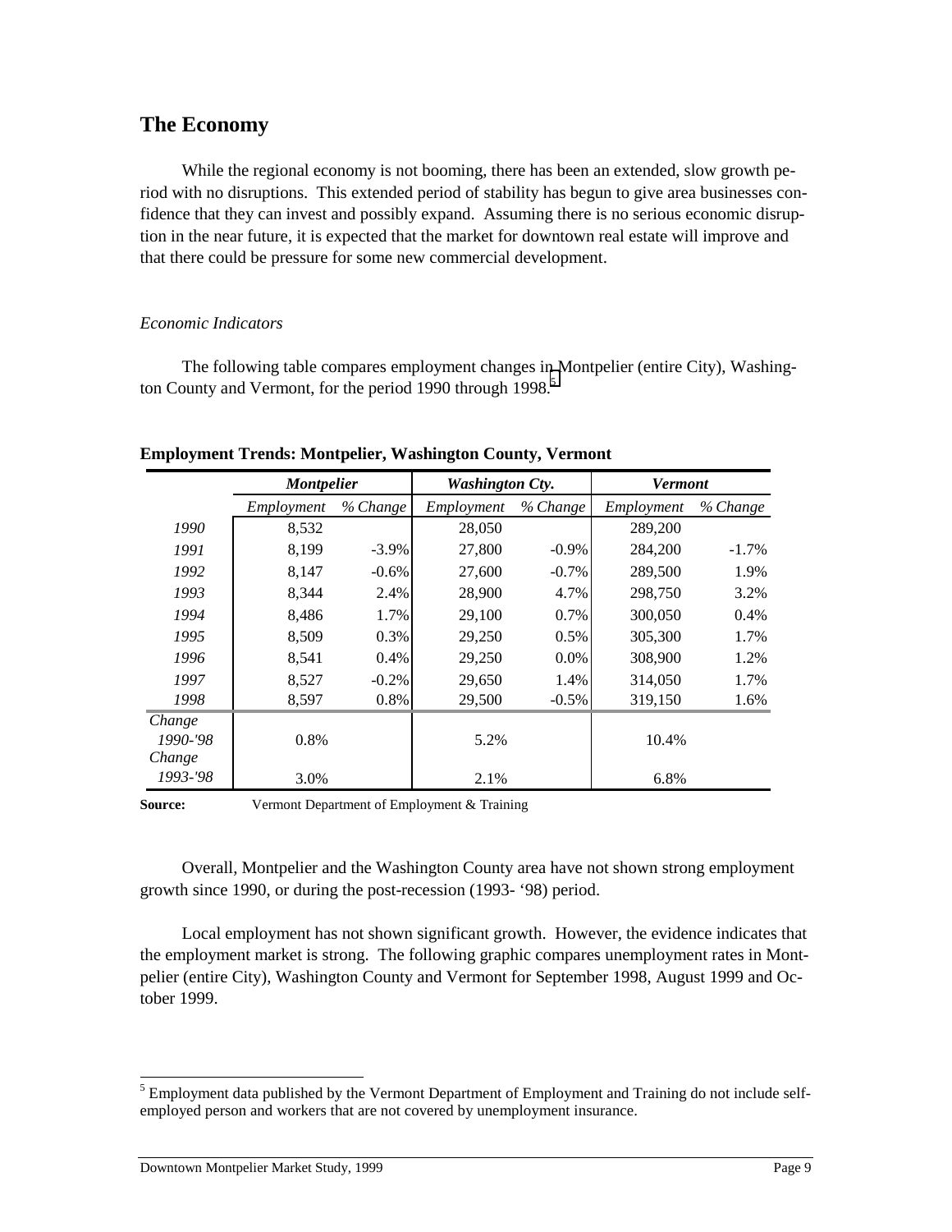## The Economy

While the regional economy is not booming, there has been an extended, slow growth period with no disruptions. This extended period of stability has begun to give area businesses confidence that they can invest and possibly expand. Assuming there is no serious economic disruption in the near future, it is expected that the market for downtown real estate will improve and that there could be pressure for some new commercial development.

*Economic Indicators*

The following table compares employment changes in Montpelier (entire City), Washington County and Vermont, for the period 1990 through 1998.[5]

**Employment Trends: Montpelier, Washington County, Vermont**

| | ***Montpelier*** | | ***Washington Cty.*** | | ***Vermont*** | |
|---|---|---|---|---|---|---|
| | *Employment* | *% Change* | *Employment* | *% Change* | *Employment* | *% Change* |
| *1990* | 8,532 | | 28,050 | | 289,200 | |
| *1991* | 8,199 | -3.9% | 27,800 | -0.9% | 284,200 | -1.7% |
| *1992* | 8,147 | -0.6% | 27,600 | -0.7% | 289,500 | 1.9% |
| *1993* | 8,344 | 2.4% | 28,900 | 4.7% | 298,750 | 3.2% |
| *1994* | 8,486 | 1.7% | 29,100 | 0.7% | 300,050 | 0.4% |
| *1995* | 8,509 | 0.3% | 29,250 | 0.5% | 305,300 | 1.7% |
| *1996* | 8,541 | 0.4% | 29,250 | 0.0% | 308,900 | 1.2% |
| *1997* | 8,527 | -0.2% | 29,650 | 1.4% | 314,050 | 1.7% |
| *1998* | 8,597 | 0.8% | 29,500 | -0.5% | 319,150 | 1.6% |
| *Change 1990-'98* | 0.8% | | 5.2% | | 10.4% | |
| *Change 1993-'98* | 3.0% | | 2.1% | | 6.8% | |

**Source:** Vermont Department of Employment & Training

Overall, Montpelier and the Washington County area have not shown strong employment growth since 1990, or during the post-recession (1993- '98) period.

Local employment has not shown significant growth. However, the evidence indicates that the employment market is strong. The following graphic compares unemployment rates in Montpelier (entire City), Washington County and Vermont for September 1998, August 1999 and October 1999.

[5] Employment data published by the Vermont Department of Employment and Training do not include self-employed person and workers that are not covered by unemployment insurance.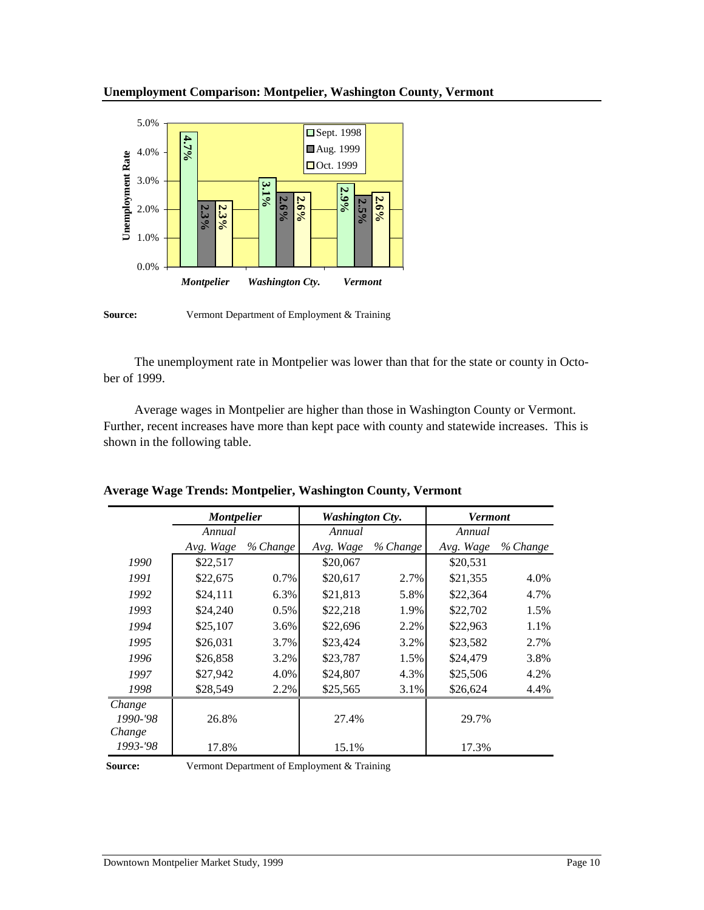## Unemployment Comparison: Montpelier, Washington County, Vermont

| | Sept. 1998 | Aug. 1999 | Oct. 1999 |
|---|---|---|---|
| Montpelier | 4.7% | 2.3% | 2.3% |
| Washington Cty. | 3.1% | 2.6% | 2.6% |
| Vermont | 2.9% | 2.5% | 2.6% |

**Source:** Vermont Department of Employment & Training

The unemployment rate in Montpelier was lower than that for the state or county in October of 1999.

Average wages in Montpelier are higher than those in Washington County or Vermont. Further, recent increases have more than kept pace with county and statewide increases. This is shown in the following table.

## Average Wage Trends: Montpelier, Washington County, Vermont

| | ***Montpelier*** | | ***Washington Cty.*** | | ***Vermont*** | |
|---|---|---|---|---|---|---|
| | *Annual Avg. Wage* | *% Change* | *Annual Avg. Wage* | *% Change* | *Annual Avg. Wage* | *% Change* |
| *1990* | $22,517 | | $20,067 | | $20,531 | |
| *1991* | $22,675 | 0.7% | $20,617 | 2.7% | $21,355 | 4.0% |
| *1992* | $24,111 | 6.3% | $21,813 | 5.8% | $22,364 | 4.7% |
| *1993* | $24,240 | 0.5% | $22,218 | 1.9% | $22,702 | 1.5% |
| *1994* | $25,107 | 3.6% | $22,696 | 2.2% | $22,963 | 1.1% |
| *1995* | $26,031 | 3.7% | $23,424 | 3.2% | $23,582 | 2.7% |
| *1996* | $26,858 | 3.2% | $23,787 | 1.5% | $24,479 | 3.8% |
| *1997* | $27,942 | 4.0% | $24,807 | 4.3% | $25,506 | 4.2% |
| *1998* | $28,549 | 2.2% | $25,565 | 3.1% | $26,624 | 4.4% |
| *Change 1990-'98* | 26.8% | | 27.4% | | 29.7% | |
| *Change 1993-'98* | 17.8% | | 15.1% | | 17.3% | |

**Source:** Vermont Department of Employment & Training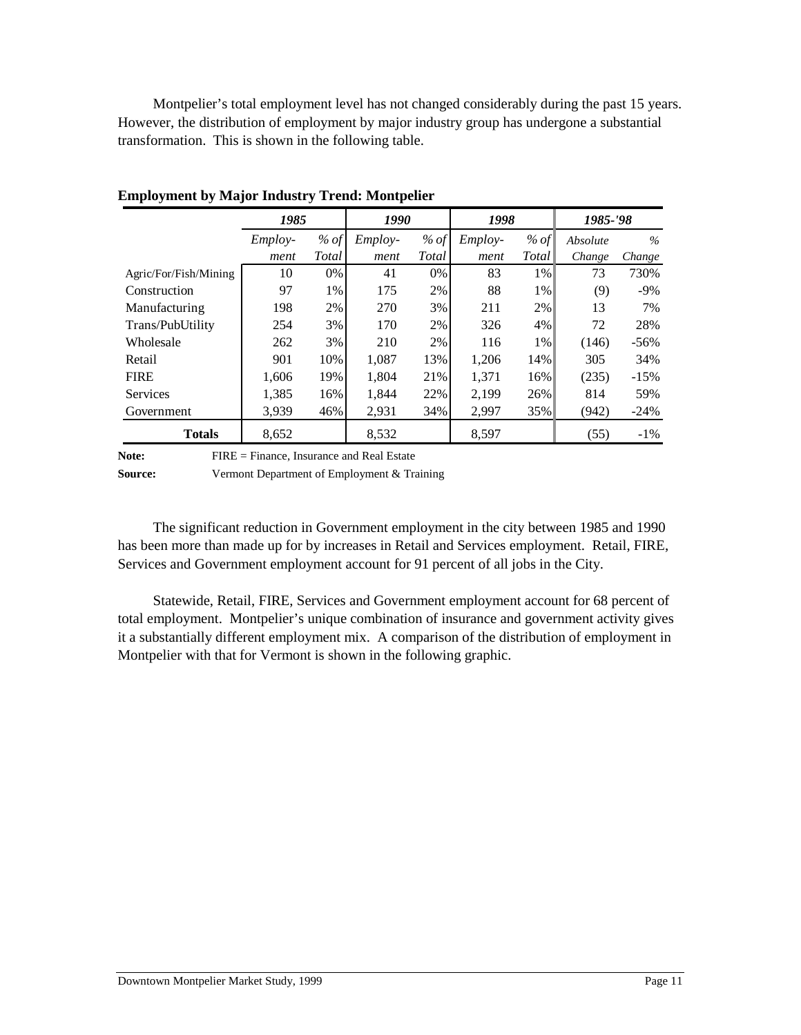Montpelier's total employment level has not changed considerably during the past 15 years. However, the distribution of employment by major industry group has undergone a substantial transformation. This is shown in the following table.

**Employment by Major Industry Trend: Montpelier**

| | *1985* | | *1990* | | *1998* | | *1985-'98* | |
|---|---|---|---|---|---|---|---|---|
| | *Employ-ment* | *% of Total* | *Employ-ment* | *% of Total* | *Employ-ment* | *% of Total* | *Absolute Change* | *% Change* |
| Agric/For/Fish/Mining | 10 | 0% | 41 | 0% | 83 | 1% | 73 | 730% |
| Construction | 97 | 1% | 175 | 2% | 88 | 1% | (9) | -9% |
| Manufacturing | 198 | 2% | 270 | 3% | 211 | 2% | 13 | 7% |
| Trans/PubUtility | 254 | 3% | 170 | 2% | 326 | 4% | 72 | 28% |
| Wholesale | 262 | 3% | 210 | 2% | 116 | 1% | (146) | -56% |
| Retail | 901 | 10% | 1,087 | 13% | 1,206 | 14% | 305 | 34% |
| FIRE | 1,606 | 19% | 1,804 | 21% | 1,371 | 16% | (235) | -15% |
| Services | 1,385 | 16% | 1,844 | 22% | 2,199 | 26% | 814 | 59% |
| Government | 3,939 | 46% | 2,931 | 34% | 2,997 | 35% | (942) | -24% |
| **Totals** | 8,652 | | 8,532 | | 8,597 | | (55) | -1% |

**Note:** FIRE = Finance, Insurance and Real Estate

**Source:** Vermont Department of Employment & Training

The significant reduction in Government employment in the city between 1985 and 1990 has been more than made up for by increases in Retail and Services employment. Retail, FIRE, Services and Government employment account for 91 percent of all jobs in the City.

Statewide, Retail, FIRE, Services and Government employment account for 68 percent of total employment. Montpelier's unique combination of insurance and government activity gives it a substantially different employment mix. A comparison of the distribution of employment in Montpelier with that for Vermont is shown in the following graphic.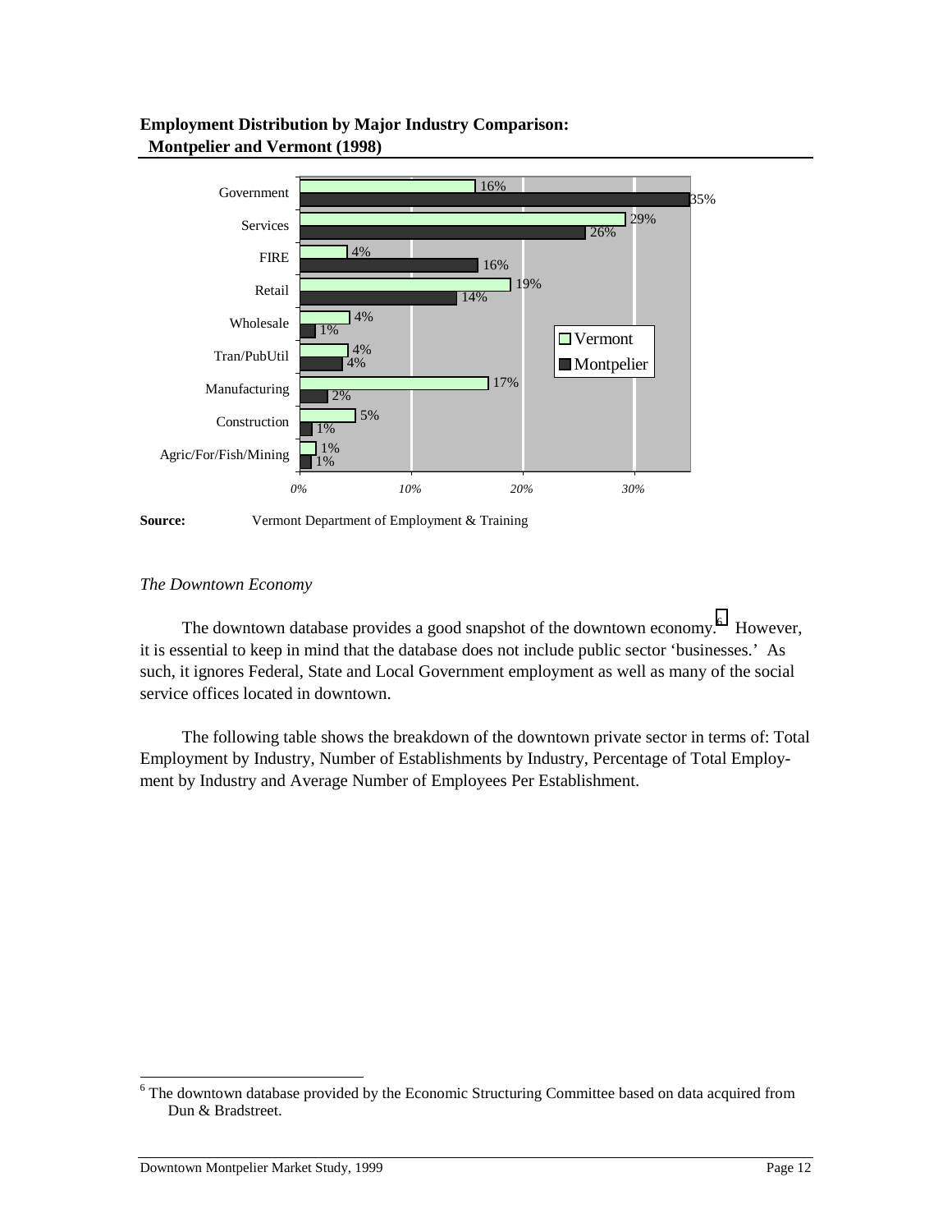**Employment Distribution by Major Industry Comparison: Montpelier and Vermont (1998)**

| Industry | Vermont | Montpelier |
|---|---|---|
| Government | 16% | 35% |
| Services | 29% | 26% |
| FIRE | 4% | 16% |
| Retail | 19% | 14% |
| Wholesale | 4% | 1% |
| Tran/PubUtil | 4% | 4% |
| Manufacturing | 17% | 2% |
| Construction | 5% | 1% |
| Agric/For/Fish/Mining | 1% | 1% |

**Source:** Vermont Department of Employment & Training

*The Downtown Economy*

The downtown database provides a good snapshot of the downtown economy.[6] However, it is essential to keep in mind that the database does not include public sector 'businesses.' As such, it ignores Federal, State and Local Government employment as well as many of the social service offices located in downtown.

The following table shows the breakdown of the downtown private sector in terms of: Total Employment by Industry, Number of Establishments by Industry, Percentage of Total Employment by Industry and Average Number of Employees Per Establishment.

[6] The downtown database provided by the Economic Structuring Committee based on data acquired from Dun & Bradstreet.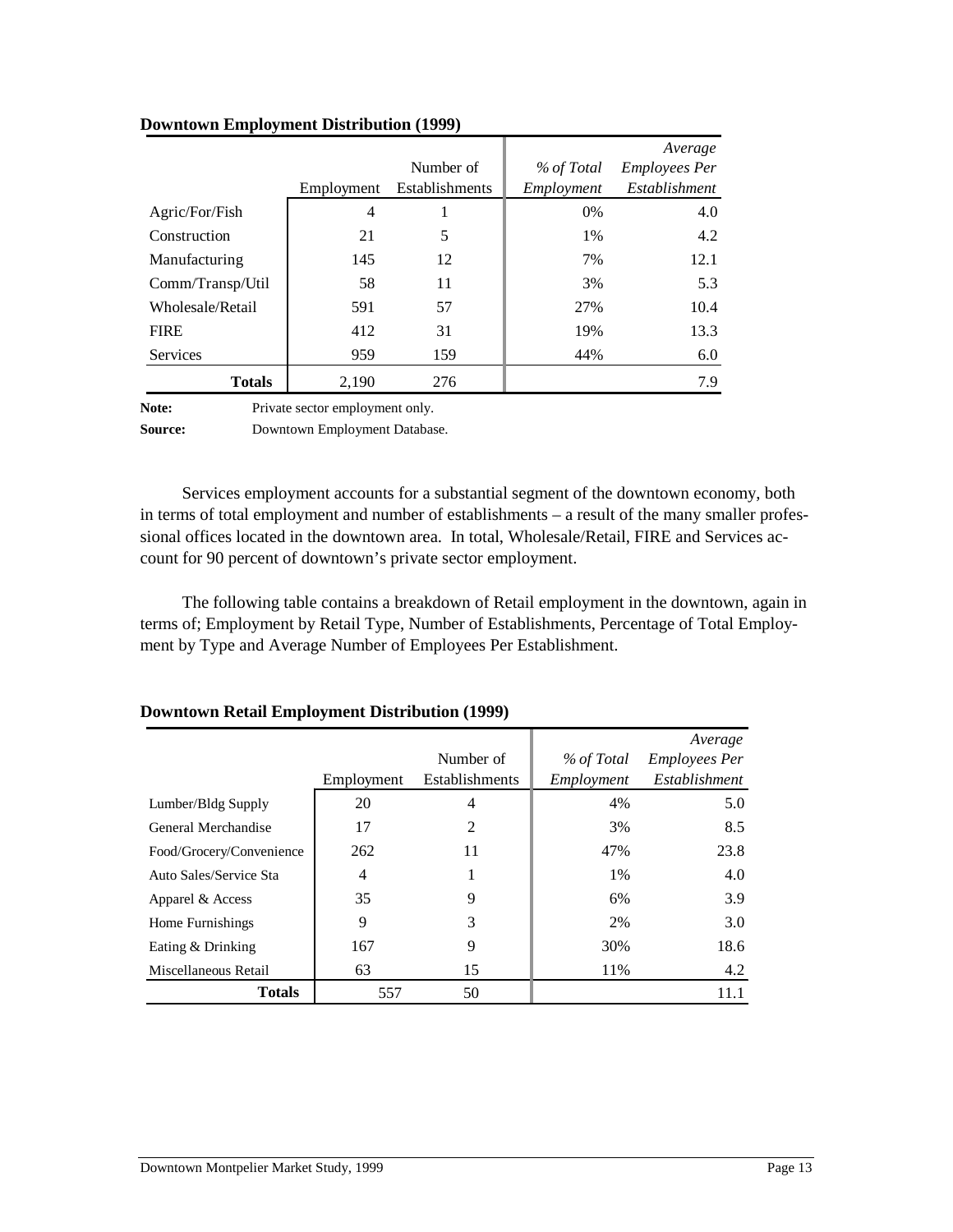**Downtown Employment Distribution (1999)**

| | Employment | Number of Establishments | *% of Total Employment* | *Average Employees Per Establishment* |
|---|---|---|---|---|
| Agric/For/Fish | 4 | 1 | 0% | 4.0 |
| Construction | 21 | 5 | 1% | 4.2 |
| Manufacturing | 145 | 12 | 7% | 12.1 |
| Comm/Transp/Util | 58 | 11 | 3% | 5.3 |
| Wholesale/Retail | 591 | 57 | 27% | 10.4 |
| FIRE | 412 | 31 | 19% | 13.3 |
| Services | 959 | 159 | 44% | 6.0 |
| **Totals** | 2,190 | 276 | | 7.9 |

**Note:** Private sector employment only.

**Source:** Downtown Employment Database.

Services employment accounts for a substantial segment of the downtown economy, both in terms of total employment and number of establishments – a result of the many smaller professional offices located in the downtown area. In total, Wholesale/Retail, FIRE and Services account for 90 percent of downtown's private sector employment.

The following table contains a breakdown of Retail employment in the downtown, again in terms of; Employment by Retail Type, Number of Establishments, Percentage of Total Employment by Type and Average Number of Employees Per Establishment.

**Downtown Retail Employment Distribution (1999)**

| | Employment | Number of Establishments | *% of Total Employment* | *Average Employees Per Establishment* |
|---|---|---|---|---|
| Lumber/Bldg Supply | 20 | 4 | 4% | 5.0 |
| General Merchandise | 17 | 2 | 3% | 8.5 |
| Food/Grocery/Convenience | 262 | 11 | 47% | 23.8 |
| Auto Sales/Service Sta | 4 | 1 | 1% | 4.0 |
| Apparel & Access | 35 | 9 | 6% | 3.9 |
| Home Furnishings | 9 | 3 | 2% | 3.0 |
| Eating & Drinking | 167 | 9 | 30% | 18.6 |
| Miscellaneous Retail | 63 | 15 | 11% | 4.2 |
| **Totals** | 557 | 50 | | 11.1 |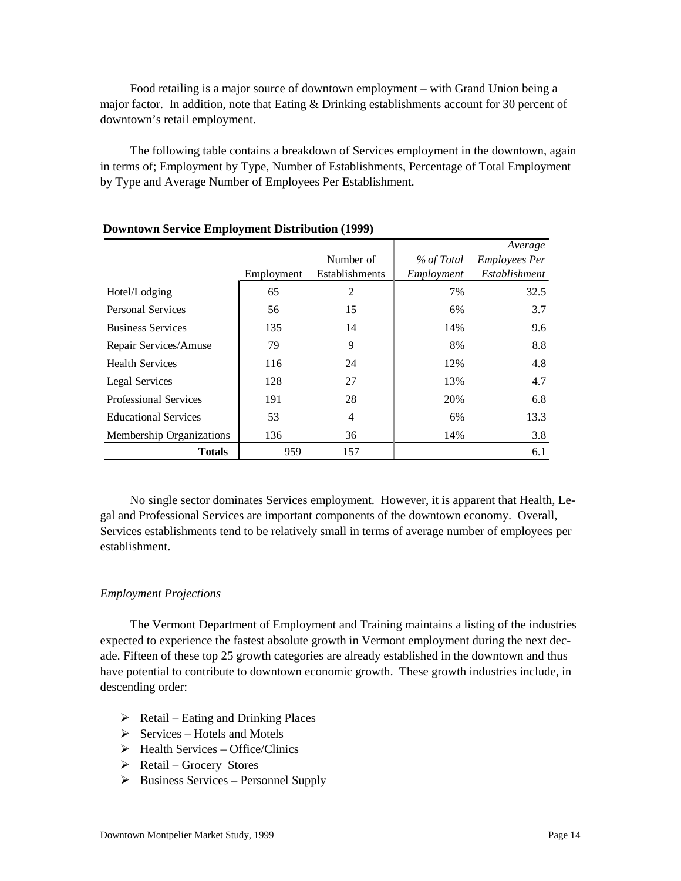Food retailing is a major source of downtown employment – with Grand Union being a major factor. In addition, note that Eating & Drinking establishments account for 30 percent of downtown's retail employment.

The following table contains a breakdown of Services employment in the downtown, again in terms of; Employment by Type, Number of Establishments, Percentage of Total Employment by Type and Average Number of Employees Per Establishment.

**Downtown Service Employment Distribution (1999)**

| | Employment | Number of Establishments | *% of Total Employment* | *Average Employees Per Establishment* |
|---|---|---|---|---|
| Hotel/Lodging | 65 | 2 | 7% | 32.5 |
| Personal Services | 56 | 15 | 6% | 3.7 |
| Business Services | 135 | 14 | 14% | 9.6 |
| Repair Services/Amuse | 79 | 9 | 8% | 8.8 |
| Health Services | 116 | 24 | 12% | 4.8 |
| Legal Services | 128 | 27 | 13% | 4.7 |
| Professional Services | 191 | 28 | 20% | 6.8 |
| Educational Services | 53 | 4 | 6% | 13.3 |
| Membership Organizations | 136 | 36 | 14% | 3.8 |
| **Totals** | 959 | 157 | | 6.1 |

No single sector dominates Services employment. However, it is apparent that Health, Legal and Professional Services are important components of the downtown economy. Overall, Services establishments tend to be relatively small in terms of average number of employees per establishment.

*Employment Projections*

The Vermont Department of Employment and Training maintains a listing of the industries expected to experience the fastest absolute growth in Vermont employment during the next decade. Fifteen of these top 25 growth categories are already established in the downtown and thus have potential to contribute to downtown economic growth. These growth industries include, in descending order:

- Retail – Eating and Drinking Places
- Services – Hotels and Motels
- Health Services – Office/Clinics
- Retail – Grocery Stores
- Business Services – Personnel Supply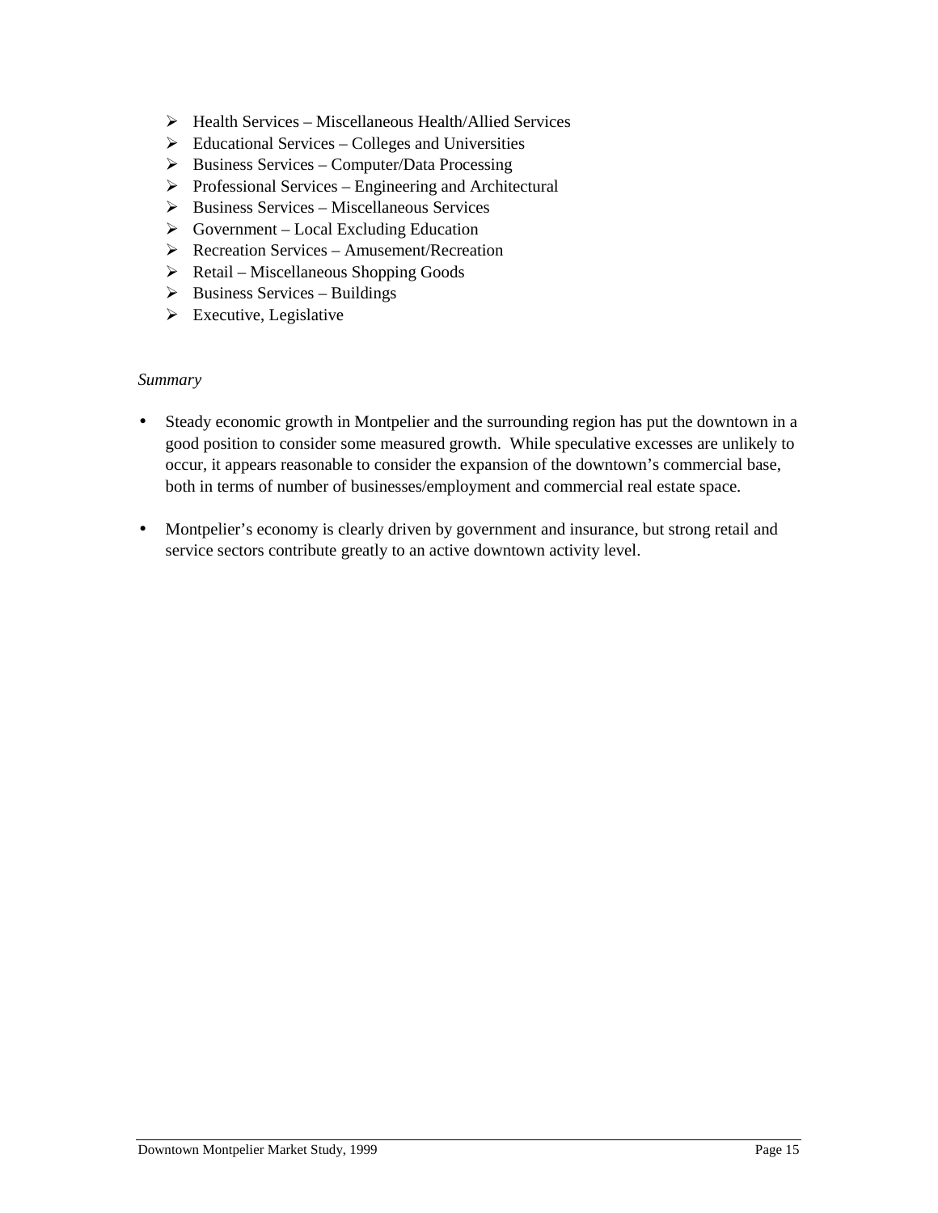- Health Services – Miscellaneous Health/Allied Services
- Educational Services – Colleges and Universities
- Business Services – Computer/Data Processing
- Professional Services – Engineering and Architectural
- Business Services – Miscellaneous Services
- Government – Local Excluding Education
- Recreation Services – Amusement/Recreation
- Retail – Miscellaneous Shopping Goods
- Business Services – Buildings
- Executive, Legislative

*Summary*

- Steady economic growth in Montpelier and the surrounding region has put the downtown in a good position to consider some measured growth. While speculative excesses are unlikely to occur, it appears reasonable to consider the expansion of the downtown's commercial base, both in terms of number of businesses/employment and commercial real estate space.

- Montpelier's economy is clearly driven by government and insurance, but strong retail and service sectors contribute greatly to an active downtown activity level.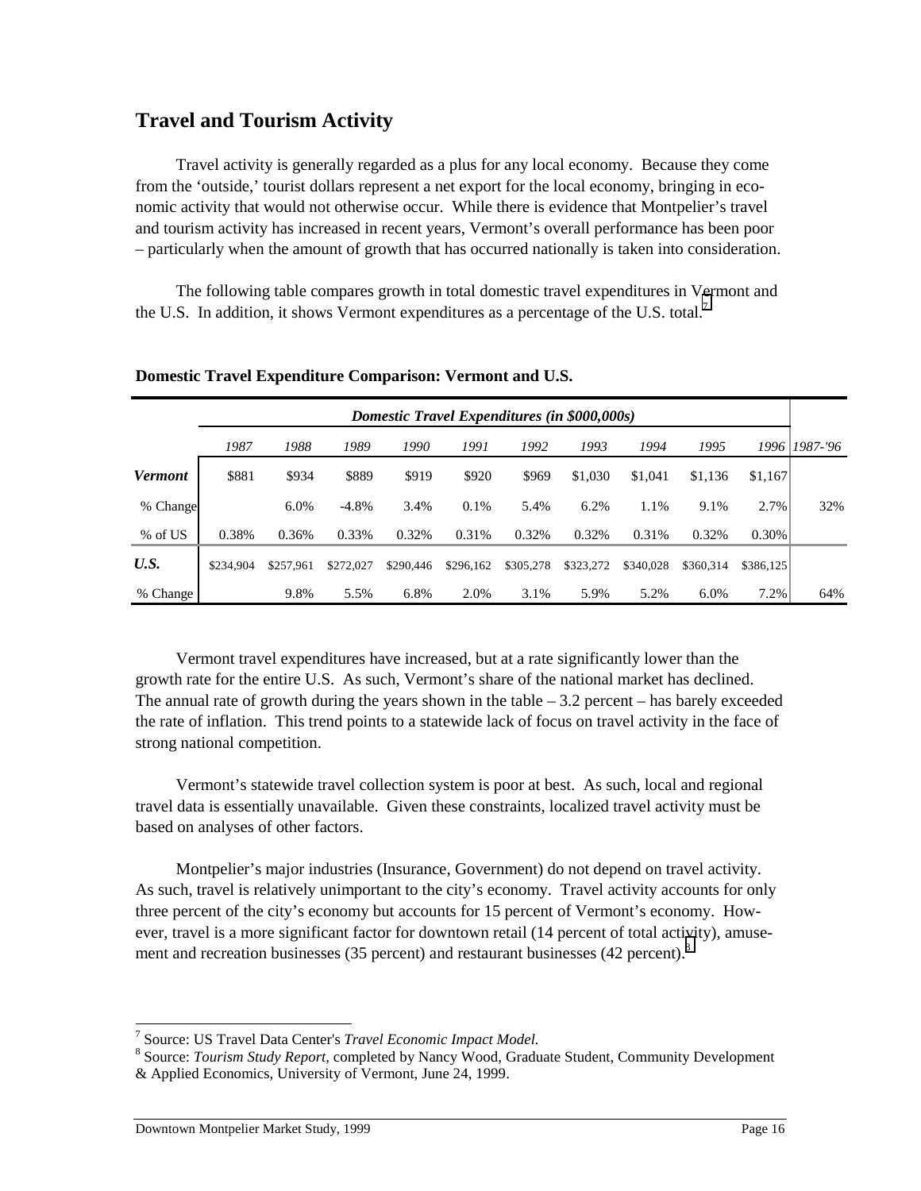## Travel and Tourism Activity

Travel activity is generally regarded as a plus for any local economy. Because they come from the 'outside,' tourist dollars represent a net export for the local economy, bringing in economic activity that would not otherwise occur. While there is evidence that Montpelier's travel and tourism activity has increased in recent years, Vermont's overall performance has been poor – particularly when the amount of growth that has occurred nationally is taken into consideration.

The following table compares growth in total domestic travel expenditures in Vermont and the U.S. In addition, it shows Vermont expenditures as a percentage of the U.S. total.[7]

**Domestic Travel Expenditure Comparison: Vermont and U.S.**

| | *Domestic Travel Expenditures (in $000,000s)* | | | | | | | | | | |
|---|---|---|---|---|---|---|---|---|---|---|---|
| | *1987* | *1988* | *1989* | *1990* | *1991* | *1992* | *1993* | *1994* | *1995* | *1996* | *1987-'96* |
| ***Vermont*** | $881 | $934 | $889 | $919 | $920 | $969 | $1,030 | $1,041 | $1,136 | $1,167 | |
| % Change | | 6.0% | -4.8% | 3.4% | 0.1% | 5.4% | 6.2% | 1.1% | 9.1% | 2.7% | 32% |
| % of US | 0.38% | 0.36% | 0.33% | 0.32% | 0.31% | 0.32% | 0.32% | 0.31% | 0.32% | 0.30% | |
| ***U.S.*** | $234,904 | $257,961 | $272,027 | $290,446 | $296,162 | $305,278 | $323,272 | $340,028 | $360,314 | $386,125 | |
| % Change | | 9.8% | 5.5% | 6.8% | 2.0% | 3.1% | 5.9% | 5.2% | 6.0% | 7.2% | 64% |

Vermont travel expenditures have increased, but at a rate significantly lower than the growth rate for the entire U.S. As such, Vermont's share of the national market has declined. The annual rate of growth during the years shown in the table – 3.2 percent – has barely exceeded the rate of inflation. This trend points to a statewide lack of focus on travel activity in the face of strong national competition.

Vermont's statewide travel collection system is poor at best. As such, local and regional travel data is essentially unavailable. Given these constraints, localized travel activity must be based on analyses of other factors.

Montpelier's major industries (Insurance, Government) do not depend on travel activity. As such, travel is relatively unimportant to the city's economy. Travel activity accounts for only three percent of the city's economy but accounts for 15 percent of Vermont's economy. However, travel is a more significant factor for downtown retail (14 percent of total activity), amusement and recreation businesses (35 percent) and restaurant businesses (42 percent).[8]

---

[7] Source: US Travel Data Center's *Travel Economic Impact Model.*

[8] Source: *Tourism Study Report,* completed by Nancy Wood, Graduate Student, Community Development & Applied Economics, University of Vermont, June 24, 1999.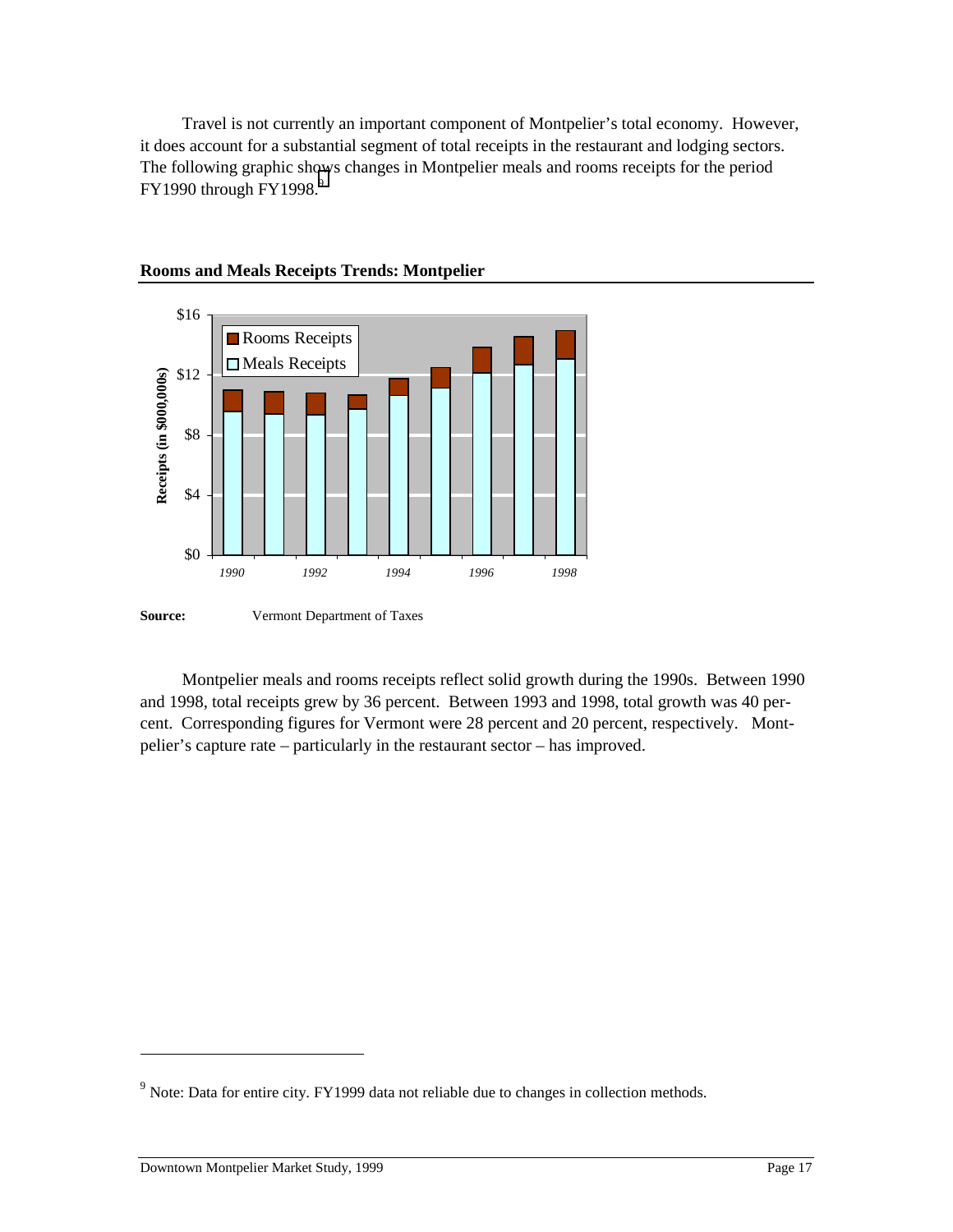Travel is not currently an important component of Montpelier's total economy. However, it does account for a substantial segment of total receipts in the restaurant and lodging sectors. The following graphic shows changes in Montpelier meals and rooms receipts for the period FY1990 through FY1998.[9]

**Rooms and Meals Receipts Trends: Montpelier**

**Source:** Vermont Department of Taxes

Montpelier meals and rooms receipts reflect solid growth during the 1990s. Between 1990 and 1998, total receipts grew by 36 percent. Between 1993 and 1998, total growth was 40 percent. Corresponding figures for Vermont were 28 percent and 20 percent, respectively. Montpelier's capture rate – particularly in the restaurant sector – has improved.

[9] Note: Data for entire city. FY1999 data not reliable due to changes in collection methods.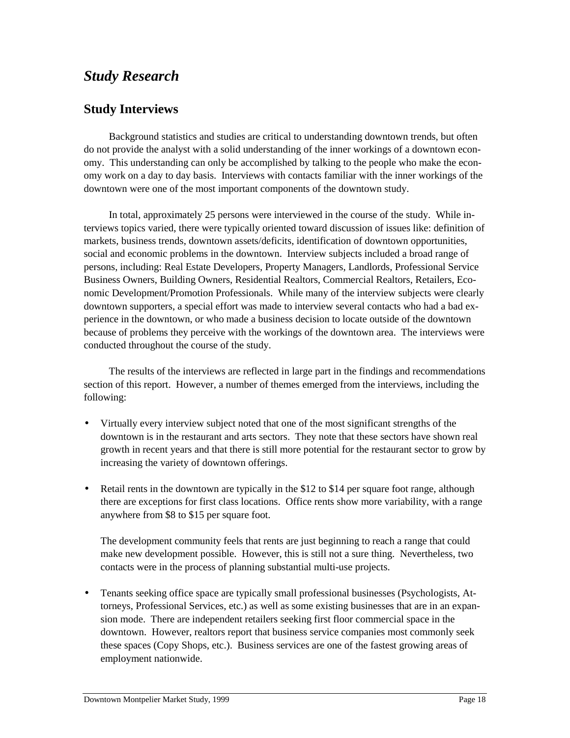## *Study Research*

### Study Interviews

Background statistics and studies are critical to understanding downtown trends, but often do not provide the analyst with a solid understanding of the inner workings of a downtown economy. This understanding can only be accomplished by talking to the people who make the economy work on a day to day basis. Interviews with contacts familiar with the inner workings of the downtown were one of the most important components of the downtown study.

In total, approximately 25 persons were interviewed in the course of the study. While interviews topics varied, there were typically oriented toward discussion of issues like: definition of markets, business trends, downtown assets/deficits, identification of downtown opportunities, social and economic problems in the downtown. Interview subjects included a broad range of persons, including: Real Estate Developers, Property Managers, Landlords, Professional Service Business Owners, Building Owners, Residential Realtors, Commercial Realtors, Retailers, Economic Development/Promotion Professionals. While many of the interview subjects were clearly downtown supporters, a special effort was made to interview several contacts who had a bad experience in the downtown, or who made a business decision to locate outside of the downtown because of problems they perceive with the workings of the downtown area. The interviews were conducted throughout the course of the study.

The results of the interviews are reflected in large part in the findings and recommendations section of this report. However, a number of themes emerged from the interviews, including the following:

- Virtually every interview subject noted that one of the most significant strengths of the downtown is in the restaurant and arts sectors. They note that these sectors have shown real growth in recent years and that there is still more potential for the restaurant sector to grow by increasing the variety of downtown offerings.

- Retail rents in the downtown are typically in the $12 to $14 per square foot range, although there are exceptions for first class locations. Office rents show more variability, with a range anywhere from $8 to $15 per square foot.

  The development community feels that rents are just beginning to reach a range that could make new development possible. However, this is still not a sure thing. Nevertheless, two contacts were in the process of planning substantial multi-use projects.

- Tenants seeking office space are typically small professional businesses (Psychologists, Attorneys, Professional Services, etc.) as well as some existing businesses that are in an expansion mode. There are independent retailers seeking first floor commercial space in the downtown. However, realtors report that business service companies most commonly seek these spaces (Copy Shops, etc.). Business services are one of the fastest growing areas of employment nationwide.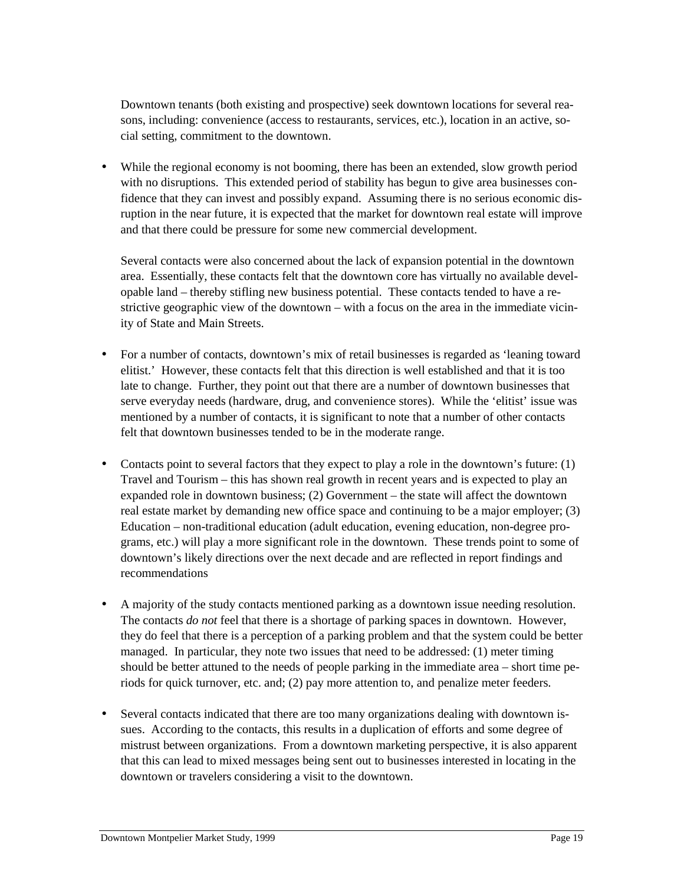Downtown tenants (both existing and prospective) seek downtown locations for several reasons, including: convenience (access to restaurants, services, etc.), location in an active, social setting, commitment to the downtown.

- While the regional economy is not booming, there has been an extended, slow growth period with no disruptions. This extended period of stability has begun to give area businesses confidence that they can invest and possibly expand. Assuming there is no serious economic disruption in the near future, it is expected that the market for downtown real estate will improve and that there could be pressure for some new commercial development.

  Several contacts were also concerned about the lack of expansion potential in the downtown area. Essentially, these contacts felt that the downtown core has virtually no available developable land – thereby stifling new business potential. These contacts tended to have a restrictive geographic view of the downtown – with a focus on the area in the immediate vicinity of State and Main Streets.

- For a number of contacts, downtown's mix of retail businesses is regarded as 'leaning toward elitist.' However, these contacts felt that this direction is well established and that it is too late to change. Further, they point out that there are a number of downtown businesses that serve everyday needs (hardware, drug, and convenience stores). While the 'elitist' issue was mentioned by a number of contacts, it is significant to note that a number of other contacts felt that downtown businesses tended to be in the moderate range.

- Contacts point to several factors that they expect to play a role in the downtown's future: (1) Travel and Tourism – this has shown real growth in recent years and is expected to play an expanded role in downtown business; (2) Government – the state will affect the downtown real estate market by demanding new office space and continuing to be a major employer; (3) Education – non-traditional education (adult education, evening education, non-degree programs, etc.) will play a more significant role in the downtown. These trends point to some of downtown's likely directions over the next decade and are reflected in report findings and recommendations

- A majority of the study contacts mentioned parking as a downtown issue needing resolution. The contacts *do not* feel that there is a shortage of parking spaces in downtown. However, they do feel that there is a perception of a parking problem and that the system could be better managed. In particular, they note two issues that need to be addressed: (1) meter timing should be better attuned to the needs of people parking in the immediate area – short time periods for quick turnover, etc. and; (2) pay more attention to, and penalize meter feeders.

- Several contacts indicated that there are too many organizations dealing with downtown issues. According to the contacts, this results in a duplication of efforts and some degree of mistrust between organizations. From a downtown marketing perspective, it is also apparent that this can lead to mixed messages being sent out to businesses interested in locating in the downtown or travelers considering a visit to the downtown.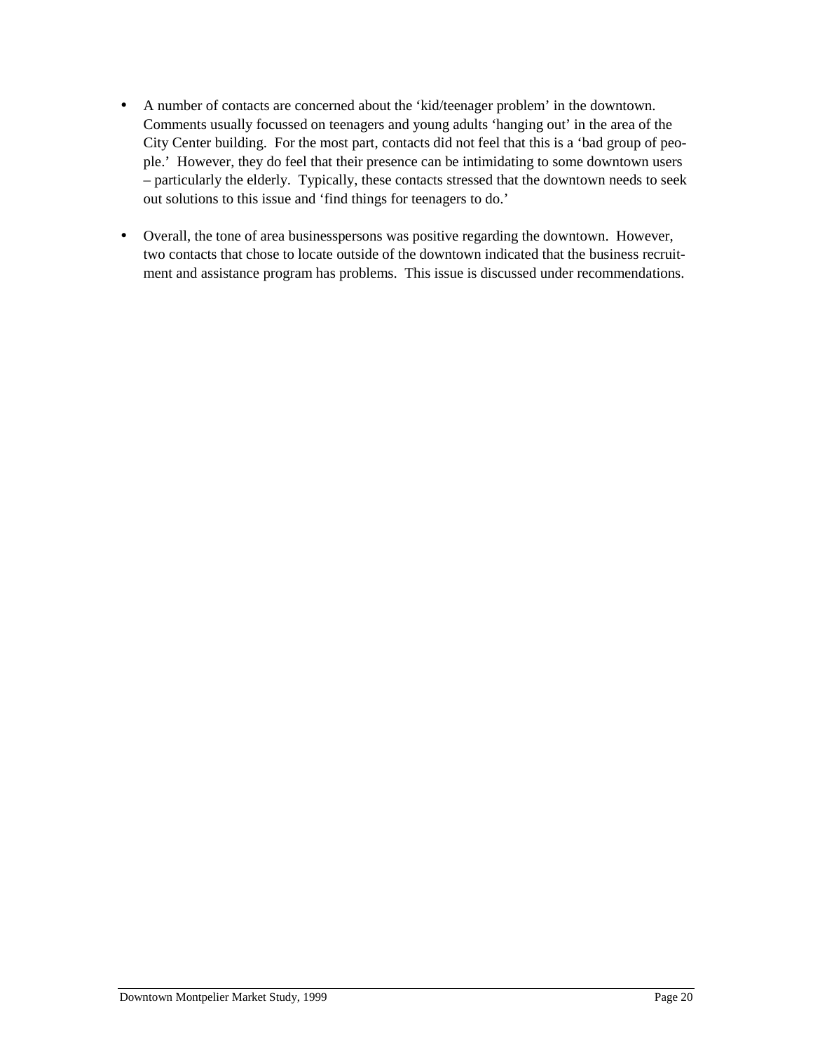- A number of contacts are concerned about the 'kid/teenager problem' in the downtown. Comments usually focussed on teenagers and young adults 'hanging out' in the area of the City Center building. For the most part, contacts did not feel that this is a 'bad group of people.' However, they do feel that their presence can be intimidating to some downtown users – particularly the elderly. Typically, these contacts stressed that the downtown needs to seek out solutions to this issue and 'find things for teenagers to do.'

- Overall, the tone of area businesspersons was positive regarding the downtown. However, two contacts that chose to locate outside of the downtown indicated that the business recruitment and assistance program has problems. This issue is discussed under recommendations.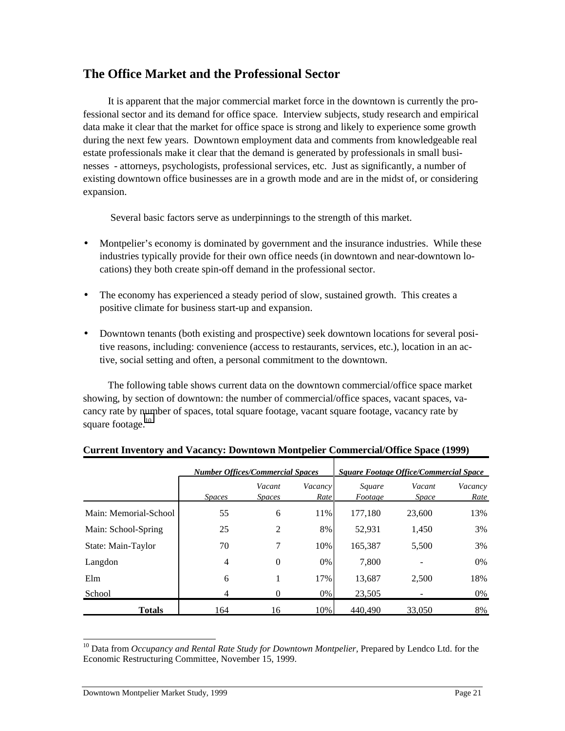## The Office Market and the Professional Sector

It is apparent that the major commercial market force in the downtown is currently the professional sector and its demand for office space. Interview subjects, study research and empirical data make it clear that the market for office space is strong and likely to experience some growth during the next few years. Downtown employment data and comments from knowledgeable real estate professionals make it clear that the demand is generated by professionals in small businesses - attorneys, psychologists, professional services, etc. Just as significantly, a number of existing downtown office businesses are in a growth mode and are in the midst of, or considering expansion.

Several basic factors serve as underpinnings to the strength of this market.

- Montpelier's economy is dominated by government and the insurance industries. While these industries typically provide for their own office needs (in downtown and near-downtown locations) they both create spin-off demand in the professional sector.
- The economy has experienced a steady period of slow, sustained growth. This creates a positive climate for business start-up and expansion.
- Downtown tenants (both existing and prospective) seek downtown locations for several positive reasons, including: convenience (access to restaurants, services, etc.), location in an active, social setting and often, a personal commitment to the downtown.

The following table shows current data on the downtown commercial/office space market showing, by section of downtown: the number of commercial/office spaces, vacant spaces, vacancy rate by number of spaces, total square footage, vacant square footage, vacancy rate by square footage.[10]

**Current Inventory and Vacancy: Downtown Montpelier Commercial/Office Space (1999)**

| | *Number Offices/Commercial Spaces* | | | *Square Footage Office/Commercial Space* | | |
|---|---|---|---|---|---|---|
| | *Spaces* | *Vacant Spaces* | *Vacancy Rate* | *Square Footage* | *Vacant Space* | *Vacancy Rate* |
| Main: Memorial-School | 55 | 6 | 11% | 177,180 | 23,600 | 13% |
| Main: School-Spring | 25 | 2 | 8% | 52,931 | 1,450 | 3% |
| State: Main-Taylor | 70 | 7 | 10% | 165,387 | 5,500 | 3% |
| Langdon | 4 | 0 | 0% | 7,800 | - | 0% |
| Elm | 6 | 1 | 17% | 13,687 | 2,500 | 18% |
| School | 4 | 0 | 0% | 23,505 | - | 0% |
| **Totals** | 164 | 16 | 10% | 440,490 | 33,050 | 8% |

[10] Data from *Occupancy and Rental Rate Study for Downtown Montpelier,* Prepared by Lendco Ltd. for the Economic Restructuring Committee, November 15, 1999.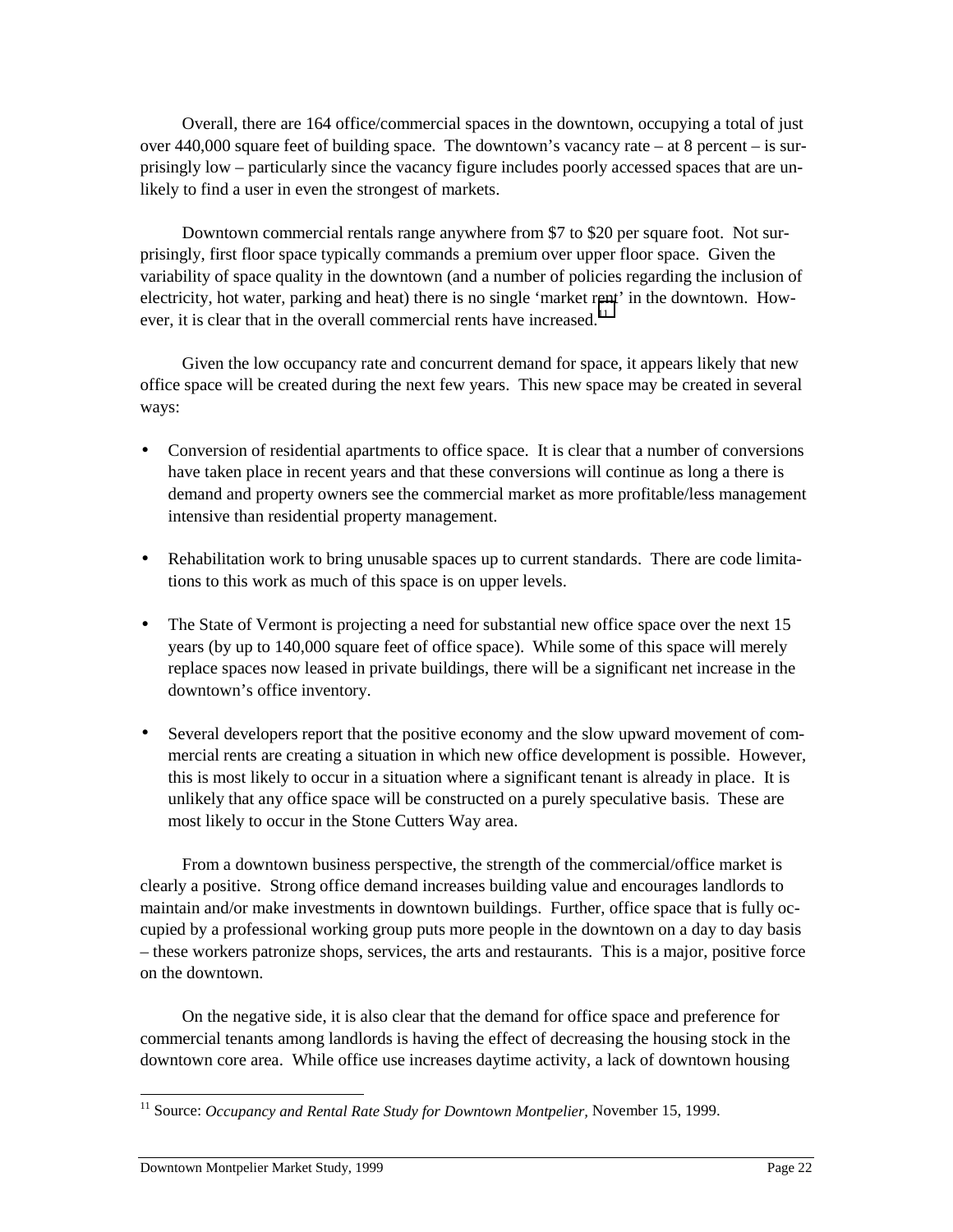Overall, there are 164 office/commercial spaces in the downtown, occupying a total of just over 440,000 square feet of building space. The downtown's vacancy rate – at 8 percent – is surprisingly low – particularly since the vacancy figure includes poorly accessed spaces that are unlikely to find a user in even the strongest of markets.

Downtown commercial rentals range anywhere from $7 to $20 per square foot. Not surprisingly, first floor space typically commands a premium over upper floor space. Given the variability of space quality in the downtown (and a number of policies regarding the inclusion of electricity, hot water, parking and heat) there is no single 'market rent' in the downtown. However, it is clear that in the overall commercial rents have increased.[11]

Given the low occupancy rate and concurrent demand for space, it appears likely that new office space will be created during the next few years. This new space may be created in several ways:

- Conversion of residential apartments to office space. It is clear that a number of conversions have taken place in recent years and that these conversions will continue as long a there is demand and property owners see the commercial market as more profitable/less management intensive than residential property management.

- Rehabilitation work to bring unusable spaces up to current standards. There are code limitations to this work as much of this space is on upper levels.

- The State of Vermont is projecting a need for substantial new office space over the next 15 years (by up to 140,000 square feet of office space). While some of this space will merely replace spaces now leased in private buildings, there will be a significant net increase in the downtown's office inventory.

- Several developers report that the positive economy and the slow upward movement of commercial rents are creating a situation in which new office development is possible. However, this is most likely to occur in a situation where a significant tenant is already in place. It is unlikely that any office space will be constructed on a purely speculative basis. These are most likely to occur in the Stone Cutters Way area.

From a downtown business perspective, the strength of the commercial/office market is clearly a positive. Strong office demand increases building value and encourages landlords to maintain and/or make investments in downtown buildings. Further, office space that is fully occupied by a professional working group puts more people in the downtown on a day to day basis – these workers patronize shops, services, the arts and restaurants. This is a major, positive force on the downtown.

On the negative side, it is also clear that the demand for office space and preference for commercial tenants among landlords is having the effect of decreasing the housing stock in the downtown core area. While office use increases daytime activity, a lack of downtown housing

[11] Source: *Occupancy and Rental Rate Study for Downtown Montpelier*, November 15, 1999.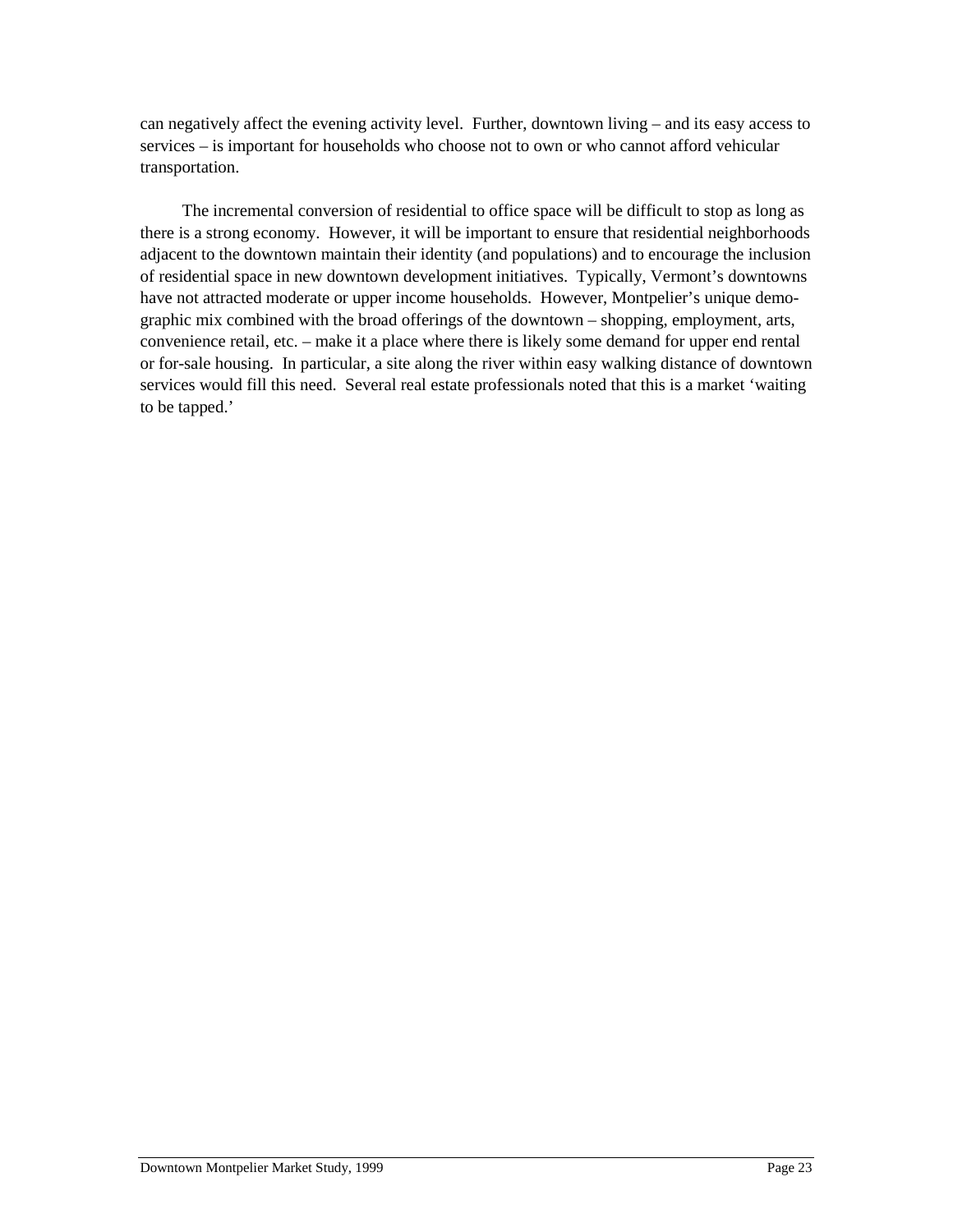can negatively affect the evening activity level. Further, downtown living – and its easy access to services – is important for households who choose not to own or who cannot afford vehicular transportation.

The incremental conversion of residential to office space will be difficult to stop as long as there is a strong economy. However, it will be important to ensure that residential neighborhoods adjacent to the downtown maintain their identity (and populations) and to encourage the inclusion of residential space in new downtown development initiatives. Typically, Vermont's downtowns have not attracted moderate or upper income households. However, Montpelier's unique demographic mix combined with the broad offerings of the downtown – shopping, employment, arts, convenience retail, etc. – make it a place where there is likely some demand for upper end rental or for-sale housing. In particular, a site along the river within easy walking distance of downtown services would fill this need. Several real estate professionals noted that this is a market 'waiting to be tapped.'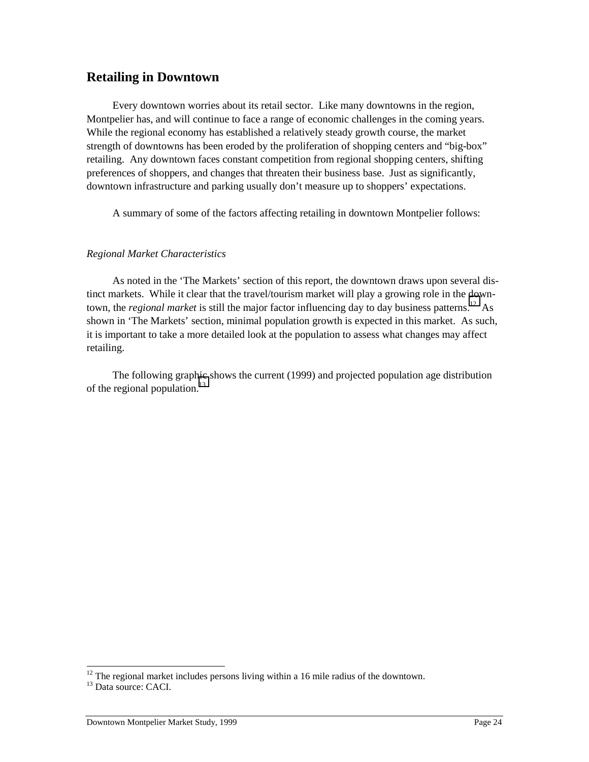## Retailing in Downtown

Every downtown worries about its retail sector. Like many downtowns in the region, Montpelier has, and will continue to face a range of economic challenges in the coming years. While the regional economy has established a relatively steady growth course, the market strength of downtowns has been eroded by the proliferation of shopping centers and "big-box" retailing. Any downtown faces constant competition from regional shopping centers, shifting preferences of shoppers, and changes that threaten their business base. Just as significantly, downtown infrastructure and parking usually don't measure up to shoppers' expectations.

A summary of some of the factors affecting retailing in downtown Montpelier follows:

*Regional Market Characteristics*

As noted in the 'The Markets' section of this report, the downtown draws upon several distinct markets. While it clear that the travel/tourism market will play a growing role in the downtown, the *regional market* is still the major factor influencing day to day business patterns.[12] As shown in 'The Markets' section, minimal population growth is expected in this market. As such, it is important to take a more detailed look at the population to assess what changes may affect retailing.

The following graphic shows the current (1999) and projected population age distribution of the regional population.[13]

[12] The regional market includes persons living within a 16 mile radius of the downtown.
[13] Data source: CACI.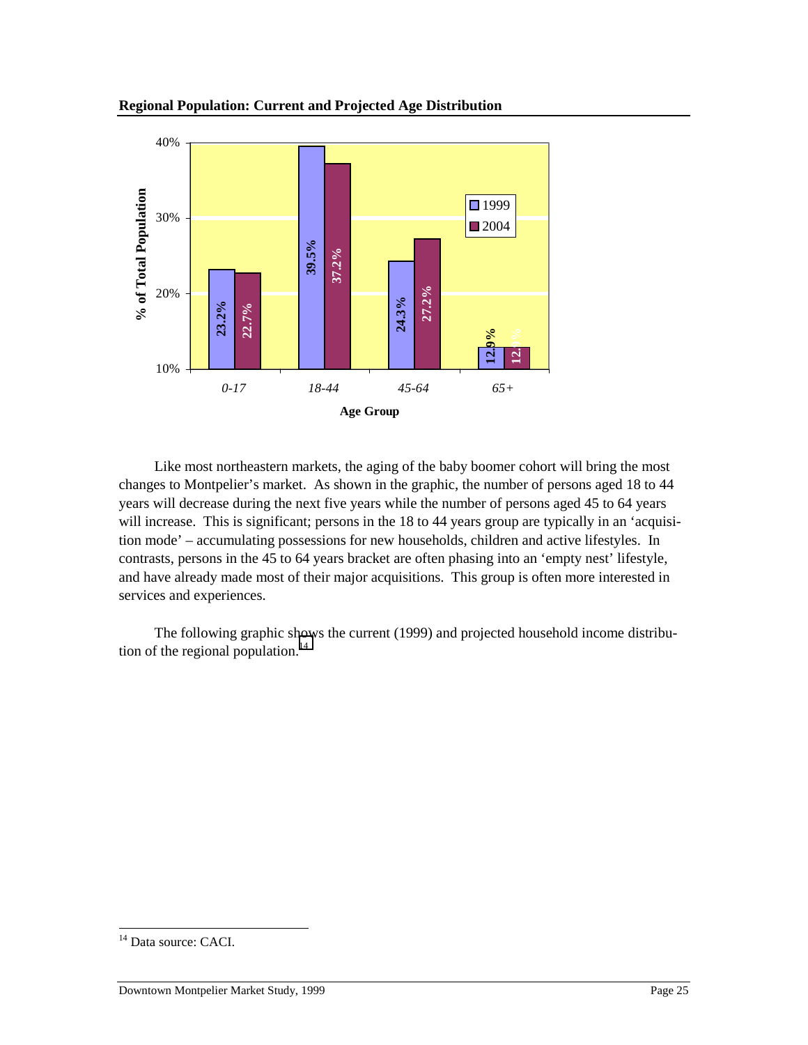**Regional Population: Current and Projected Age Distribution**

| Age Group | 1999 | 2004 |
|---|---|---|
| 0-17 | 23.2% | 22.7% |
| 18-44 | 39.5% | 37.2% |
| 45-64 | 24.3% | 27.2% |
| 65+ | 12.9% | 12.9% |

Like most northeastern markets, the aging of the baby boomer cohort will bring the most changes to Montpelier's market. As shown in the graphic, the number of persons aged 18 to 44 years will decrease during the next five years while the number of persons aged 45 to 64 years will increase. This is significant; persons in the 18 to 44 years group are typically in an 'acquisition mode' – accumulating possessions for new households, children and active lifestyles. In contrasts, persons in the 45 to 64 years bracket are often phasing into an 'empty nest' lifestyle, and have already made most of their major acquisitions. This group is often more interested in services and experiences.

The following graphic shows the current (1999) and projected household income distribution of the regional population.[14]

[14] Data source: CACI.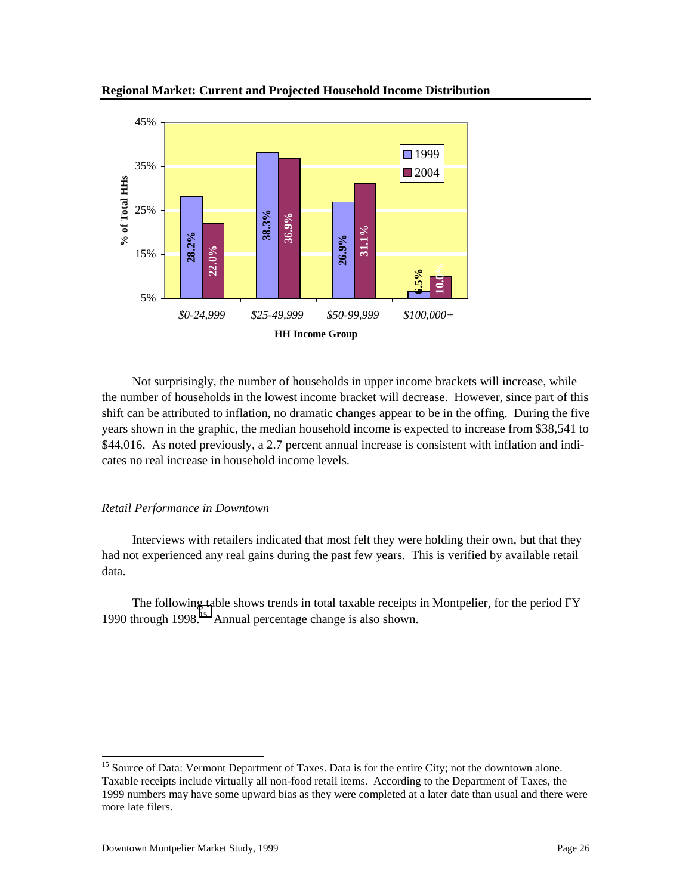**Regional Market: Current and Projected Household Income Distribution**

| HH Income Group | 1999 | 2004 |
|---|---|---|
| $0-24,999 | 28.2% | 22.0% |
| $25-49,999 | 38.3% | 36.9% |
| $50-99,999 | 26.9% | 31.1% |
| $100,000+ | 6.5% | 10.0% |

Not surprisingly, the number of households in upper income brackets will increase, while the number of households in the lowest income bracket will decrease. However, since part of this shift can be attributed to inflation, no dramatic changes appear to be in the offing. During the five years shown in the graphic, the median household income is expected to increase from $38,541 to $44,016. As noted previously, a 2.7 percent annual increase is consistent with inflation and indicates no real increase in household income levels.

*Retail Performance in Downtown*

Interviews with retailers indicated that most felt they were holding their own, but that they had not experienced any real gains during the past few years. This is verified by available retail data.

The following table shows trends in total taxable receipts in Montpelier, for the period FY 1990 through 1998.[15] Annual percentage change is also shown.

[15] Source of Data: Vermont Department of Taxes. Data is for the entire City; not the downtown alone. Taxable receipts include virtually all non-food retail items. According to the Department of Taxes, the 1999 numbers may have some upward bias as they were completed at a later date than usual and there were more late filers.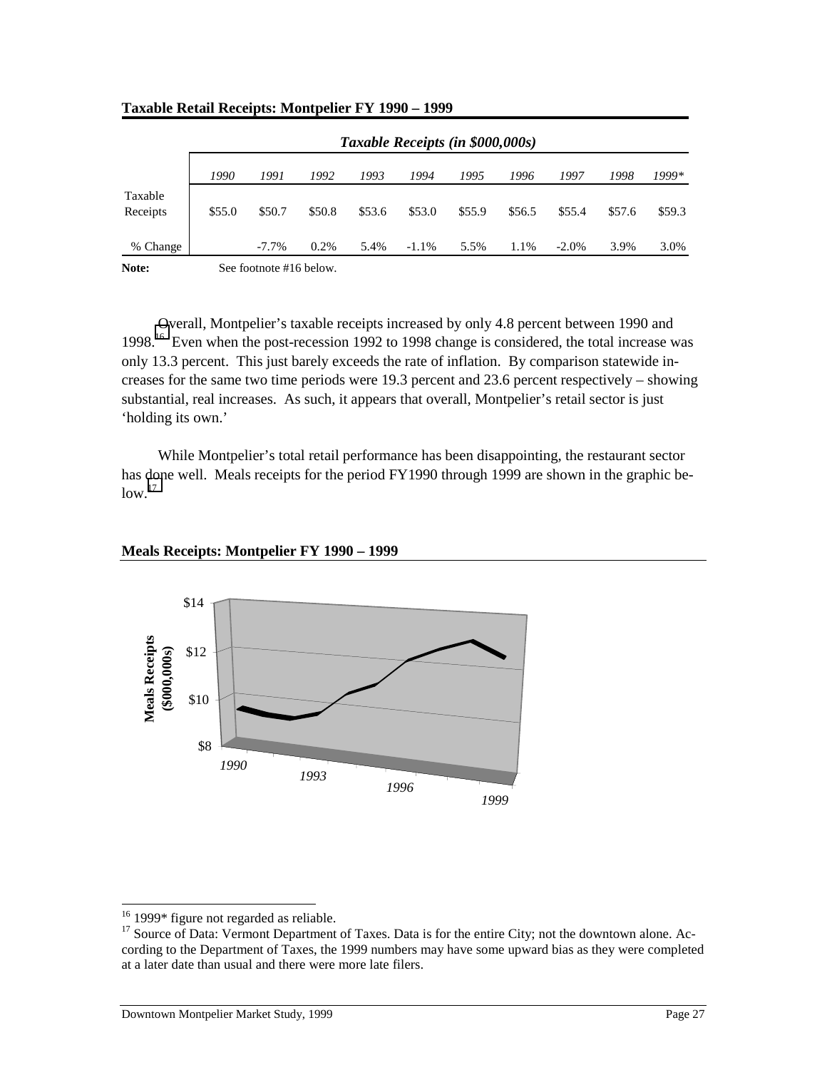**Taxable Retail Receipts: Montpelier FY 1990 – 1999**

| | *Taxable Receipts (in $000,000s)* | | | | | | | | | |
|---|---|---|---|---|---|---|---|---|---|---|
| | *1990* | *1991* | *1992* | *1993* | *1994* | *1995* | *1996* | *1997* | *1998* | *1999\** |
| Taxable Receipts | $55.0 | $50.7 | $50.8 | $53.6 | $53.0 | $55.9 | $56.5 | $55.4 | $57.6 | $59.3 |
| % Change | | -7.7% | 0.2% | 5.4% | -1.1% | 5.5% | 1.1% | -2.0% | 3.9% | 3.0% |

**Note:** See footnote #16 below.

Overall, Montpelier's taxable receipts increased by only 4.8 percent between 1990 and 1998.[16] Even when the post-recession 1992 to 1998 change is considered, the total increase was only 13.3 percent. This just barely exceeds the rate of inflation. By comparison statewide increases for the same two time periods were 19.3 percent and 23.6 percent respectively – showing substantial, real increases. As such, it appears that overall, Montpelier's retail sector is just 'holding its own.'

While Montpelier's total retail performance has been disappointing, the restaurant sector has done well. Meals receipts for the period FY1990 through 1999 are shown in the graphic below.[17]

**Meals Receipts: Montpelier FY 1990 – 1999**

[16] 1999* figure not regarded as reliable.

[17] Source of Data: Vermont Department of Taxes. Data is for the entire City; not the downtown alone. According to the Department of Taxes, the 1999 numbers may have some upward bias as they were completed at a later date than usual and there were more late filers.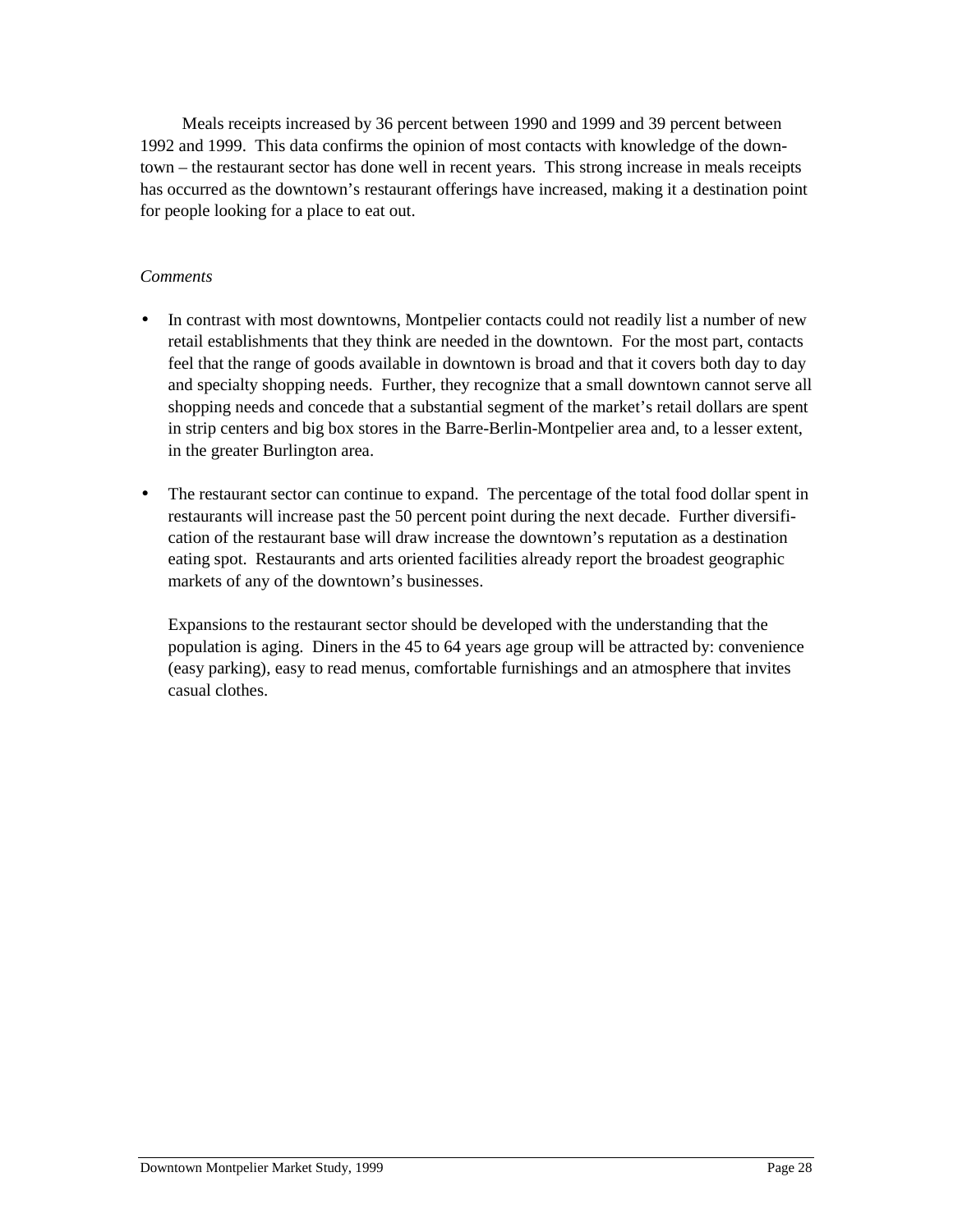Meals receipts increased by 36 percent between 1990 and 1999 and 39 percent between 1992 and 1999. This data confirms the opinion of most contacts with knowledge of the downtown – the restaurant sector has done well in recent years. This strong increase in meals receipts has occurred as the downtown's restaurant offerings have increased, making it a destination point for people looking for a place to eat out.

*Comments*

- In contrast with most downtowns, Montpelier contacts could not readily list a number of new retail establishments that they think are needed in the downtown. For the most part, contacts feel that the range of goods available in downtown is broad and that it covers both day to day and specialty shopping needs. Further, they recognize that a small downtown cannot serve all shopping needs and concede that a substantial segment of the market's retail dollars are spent in strip centers and big box stores in the Barre-Berlin-Montpelier area and, to a lesser extent, in the greater Burlington area.

- The restaurant sector can continue to expand. The percentage of the total food dollar spent in restaurants will increase past the 50 percent point during the next decade. Further diversification of the restaurant base will draw increase the downtown's reputation as a destination eating spot. Restaurants and arts oriented facilities already report the broadest geographic markets of any of the downtown's businesses.

  Expansions to the restaurant sector should be developed with the understanding that the population is aging. Diners in the 45 to 64 years age group will be attracted by: convenience (easy parking), easy to read menus, comfortable furnishings and an atmosphere that invites casual clothes.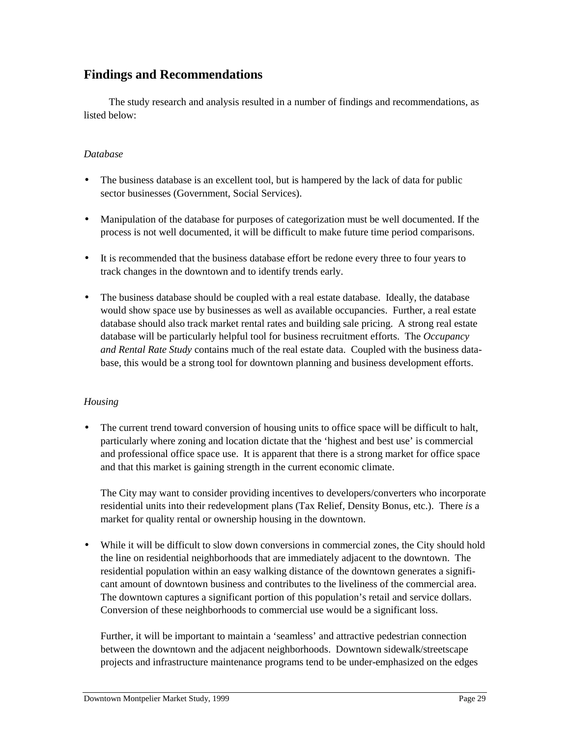## Findings and Recommendations

The study research and analysis resulted in a number of findings and recommendations, as listed below:

*Database*

- The business database is an excellent tool, but is hampered by the lack of data for public sector businesses (Government, Social Services).

- Manipulation of the database for purposes of categorization must be well documented. If the process is not well documented, it will be difficult to make future time period comparisons.

- It is recommended that the business database effort be redone every three to four years to track changes in the downtown and to identify trends early.

- The business database should be coupled with a real estate database. Ideally, the database would show space use by businesses as well as available occupancies. Further, a real estate database should also track market rental rates and building sale pricing. A strong real estate database will be particularly helpful tool for business recruitment efforts. The *Occupancy and Rental Rate Study* contains much of the real estate data. Coupled with the business database, this would be a strong tool for downtown planning and business development efforts.

*Housing*

- The current trend toward conversion of housing units to office space will be difficult to halt, particularly where zoning and location dictate that the 'highest and best use' is commercial and professional office space use. It is apparent that there is a strong market for office space and that this market is gaining strength in the current economic climate.

  The City may want to consider providing incentives to developers/converters who incorporate residential units into their redevelopment plans (Tax Relief, Density Bonus, etc.). There *is* a market for quality rental or ownership housing in the downtown.

- While it will be difficult to slow down conversions in commercial zones, the City should hold the line on residential neighborhoods that are immediately adjacent to the downtown. The residential population within an easy walking distance of the downtown generates a significant amount of downtown business and contributes to the liveliness of the commercial area. The downtown captures a significant portion of this population's retail and service dollars. Conversion of these neighborhoods to commercial use would be a significant loss.

  Further, it will be important to maintain a 'seamless' and attractive pedestrian connection between the downtown and the adjacent neighborhoods. Downtown sidewalk/streetscape projects and infrastructure maintenance programs tend to be under-emphasized on the edges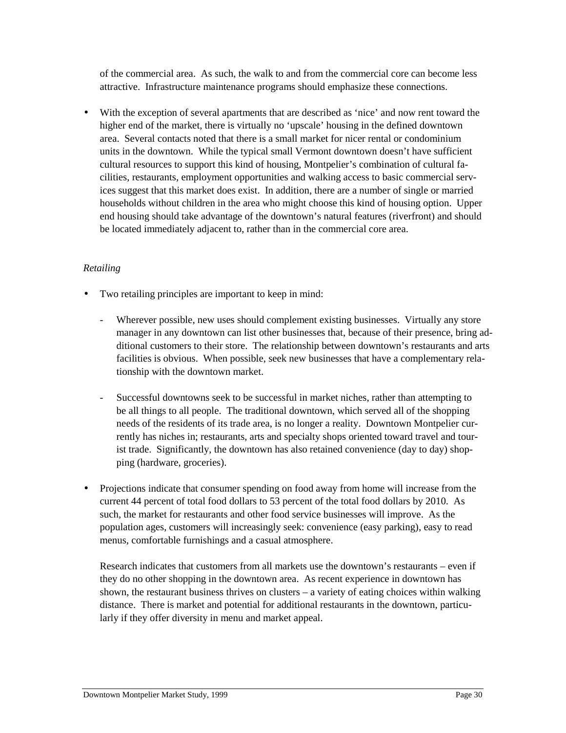of the commercial area. As such, the walk to and from the commercial core can become less attractive. Infrastructure maintenance programs should emphasize these connections.

- With the exception of several apartments that are described as 'nice' and now rent toward the higher end of the market, there is virtually no 'upscale' housing in the defined downtown area. Several contacts noted that there is a small market for nicer rental or condominium units in the downtown. While the typical small Vermont downtown doesn't have sufficient cultural resources to support this kind of housing, Montpelier's combination of cultural facilities, restaurants, employment opportunities and walking access to basic commercial services suggest that this market does exist. In addition, there are a number of single or married households without children in the area who might choose this kind of housing option. Upper end housing should take advantage of the downtown's natural features (riverfront) and should be located immediately adjacent to, rather than in the commercial core area.

*Retailing*

- Two retailing principles are important to keep in mind:
  - Wherever possible, new uses should complement existing businesses. Virtually any store manager in any downtown can list other businesses that, because of their presence, bring additional customers to their store. The relationship between downtown's restaurants and arts facilities is obvious. When possible, seek new businesses that have a complementary relationship with the downtown market.
  - Successful downtowns seek to be successful in market niches, rather than attempting to be all things to all people. The traditional downtown, which served all of the shopping needs of the residents of its trade area, is no longer a reality. Downtown Montpelier currently has niches in; restaurants, arts and specialty shops oriented toward travel and tourist trade. Significantly, the downtown has also retained convenience (day to day) shopping (hardware, groceries).

- Projections indicate that consumer spending on food away from home will increase from the current 44 percent of total food dollars to 53 percent of the total food dollars by 2010. As such, the market for restaurants and other food service businesses will improve. As the population ages, customers will increasingly seek: convenience (easy parking), easy to read menus, comfortable furnishings and a casual atmosphere.

  Research indicates that customers from all markets use the downtown's restaurants – even if they do no other shopping in the downtown area. As recent experience in downtown has shown, the restaurant business thrives on clusters – a variety of eating choices within walking distance. There is market and potential for additional restaurants in the downtown, particularly if they offer diversity in menu and market appeal.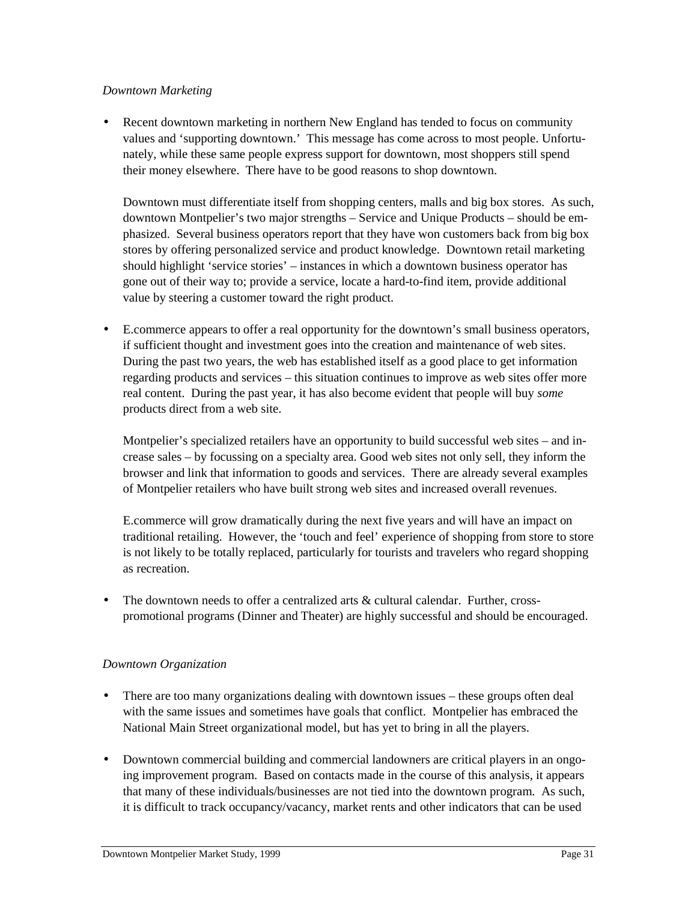*Downtown Marketing*

- Recent downtown marketing in northern New England has tended to focus on community values and 'supporting downtown.' This message has come across to most people. Unfortunately, while these same people express support for downtown, most shoppers still spend their money elsewhere. There have to be good reasons to shop downtown.

  Downtown must differentiate itself from shopping centers, malls and big box stores. As such, downtown Montpelier's two major strengths – Service and Unique Products – should be emphasized. Several business operators report that they have won customers back from big box stores by offering personalized service and product knowledge. Downtown retail marketing should highlight 'service stories' – instances in which a downtown business operator has gone out of their way to; provide a service, locate a hard-to-find item, provide additional value by steering a customer toward the right product.

- E.commerce appears to offer a real opportunity for the downtown's small business operators, if sufficient thought and investment goes into the creation and maintenance of web sites. During the past two years, the web has established itself as a good place to get information regarding products and services – this situation continues to improve as web sites offer more real content. During the past year, it has also become evident that people will buy *some* products direct from a web site.

  Montpelier's specialized retailers have an opportunity to build successful web sites – and increase sales – by focussing on a specialty area. Good web sites not only sell, they inform the browser and link that information to goods and services. There are already several examples of Montpelier retailers who have built strong web sites and increased overall revenues.

  E.commerce will grow dramatically during the next five years and will have an impact on traditional retailing. However, the 'touch and feel' experience of shopping from store to store is not likely to be totally replaced, particularly for tourists and travelers who regard shopping as recreation.

- The downtown needs to offer a centralized arts & cultural calendar. Further, cross-promotional programs (Dinner and Theater) are highly successful and should be encouraged.

*Downtown Organization*

- There are too many organizations dealing with downtown issues – these groups often deal with the same issues and sometimes have goals that conflict. Montpelier has embraced the National Main Street organizational model, but has yet to bring in all the players.

- Downtown commercial building and commercial landowners are critical players in an ongoing improvement program. Based on contacts made in the course of this analysis, it appears that many of these individuals/businesses are not tied into the downtown program. As such, it is difficult to track occupancy/vacancy, market rents and other indicators that can be used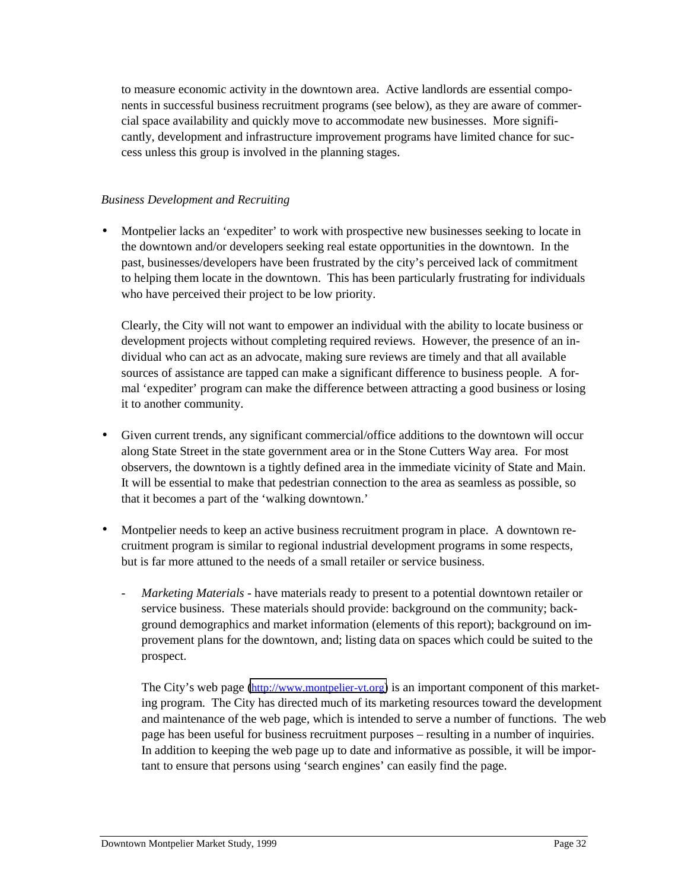to measure economic activity in the downtown area. Active landlords are essential components in successful business recruitment programs (see below), as they are aware of commercial space availability and quickly move to accommodate new businesses. More significantly, development and infrastructure improvement programs have limited chance for success unless this group is involved in the planning stages.

*Business Development and Recruiting*

- Montpelier lacks an 'expediter' to work with prospective new businesses seeking to locate in the downtown and/or developers seeking real estate opportunities in the downtown. In the past, businesses/developers have been frustrated by the city's perceived lack of commitment to helping them locate in the downtown. This has been particularly frustrating for individuals who have perceived their project to be low priority.

  Clearly, the City will not want to empower an individual with the ability to locate business or development projects without completing required reviews. However, the presence of an individual who can act as an advocate, making sure reviews are timely and that all available sources of assistance are tapped can make a significant difference to business people. A formal 'expediter' program can make the difference between attracting a good business or losing it to another community.

- Given current trends, any significant commercial/office additions to the downtown will occur along State Street in the state government area or in the Stone Cutters Way area. For most observers, the downtown is a tightly defined area in the immediate vicinity of State and Main. It will be essential to make that pedestrian connection to the area as seamless as possible, so that it becomes a part of the 'walking downtown.'

- Montpelier needs to keep an active business recruitment program in place. A downtown recruitment program is similar to regional industrial development programs in some respects, but is far more attuned to the needs of a small retailer or service business.

  - *Marketing Materials* - have materials ready to present to a potential downtown retailer or service business. These materials should provide: background on the community; background demographics and market information (elements of this report); background on improvement plans for the downtown, and; listing data on spaces which could be suited to the prospect.

    The City's web page (http://www.montpelier-vt.org) is an important component of this marketing program. The City has directed much of its marketing resources toward the development and maintenance of the web page, which is intended to serve a number of functions. The web page has been useful for business recruitment purposes – resulting in a number of inquiries. In addition to keeping the web page up to date and informative as possible, it will be important to ensure that persons using 'search engines' can easily find the page.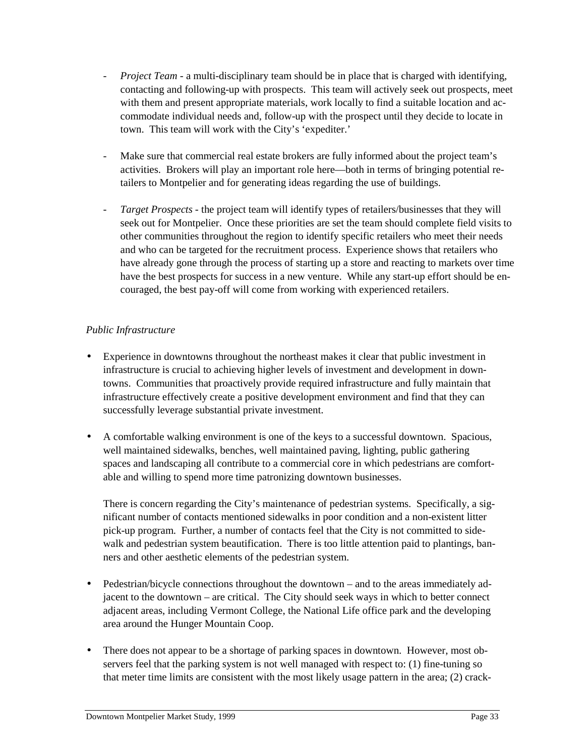- *Project Team* - a multi-disciplinary team should be in place that is charged with identifying, contacting and following-up with prospects. This team will actively seek out prospects, meet with them and present appropriate materials, work locally to find a suitable location and accommodate individual needs and, follow-up with the prospect until they decide to locate in town. This team will work with the City's 'expediter.'

- Make sure that commercial real estate brokers are fully informed about the project team's activities. Brokers will play an important role here—both in terms of bringing potential retailers to Montpelier and for generating ideas regarding the use of buildings.

- *Target Prospects* - the project team will identify types of retailers/businesses that they will seek out for Montpelier. Once these priorities are set the team should complete field visits to other communities throughout the region to identify specific retailers who meet their needs and who can be targeted for the recruitment process. Experience shows that retailers who have already gone through the process of starting up a store and reacting to markets over time have the best prospects for success in a new venture. While any start-up effort should be encouraged, the best pay-off will come from working with experienced retailers.

*Public Infrastructure*

- Experience in downtowns throughout the northeast makes it clear that public investment in infrastructure is crucial to achieving higher levels of investment and development in downtowns. Communities that proactively provide required infrastructure and fully maintain that infrastructure effectively create a positive development environment and find that they can successfully leverage substantial private investment.

- A comfortable walking environment is one of the keys to a successful downtown. Spacious, well maintained sidewalks, benches, well maintained paving, lighting, public gathering spaces and landscaping all contribute to a commercial core in which pedestrians are comfortable and willing to spend more time patronizing downtown businesses.

  There is concern regarding the City's maintenance of pedestrian systems. Specifically, a significant number of contacts mentioned sidewalks in poor condition and a non-existent litter pick-up program. Further, a number of contacts feel that the City is not committed to sidewalk and pedestrian system beautification. There is too little attention paid to plantings, banners and other aesthetic elements of the pedestrian system.

- Pedestrian/bicycle connections throughout the downtown – and to the areas immediately adjacent to the downtown – are critical. The City should seek ways in which to better connect adjacent areas, including Vermont College, the National Life office park and the developing area around the Hunger Mountain Coop.

- There does not appear to be a shortage of parking spaces in downtown. However, most observers feel that the parking system is not well managed with respect to: (1) fine-tuning so that meter time limits are consistent with the most likely usage pattern in the area; (2) crack-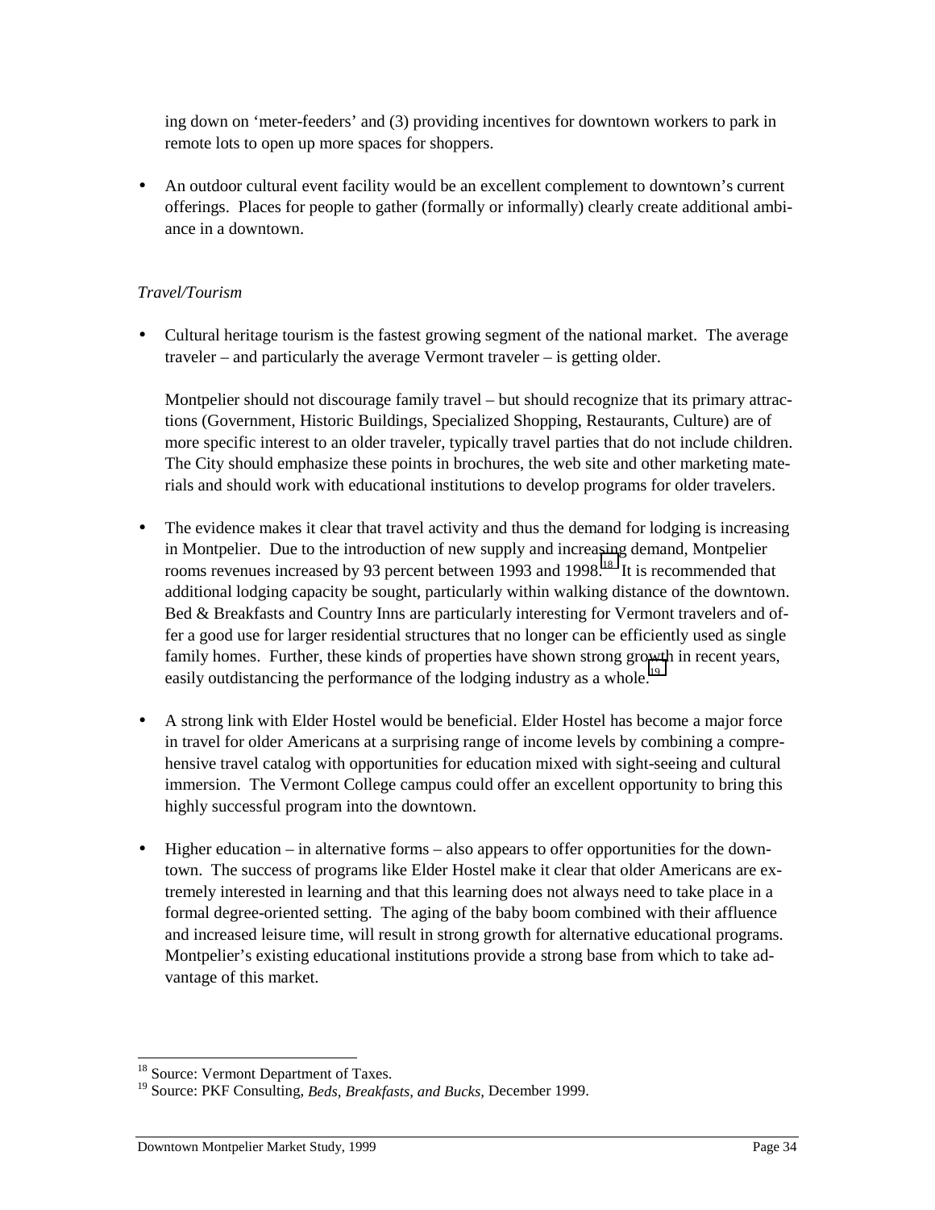ing down on 'meter-feeders' and (3) providing incentives for downtown workers to park in remote lots to open up more spaces for shoppers.

- An outdoor cultural event facility would be an excellent complement to downtown's current offerings. Places for people to gather (formally or informally) clearly create additional ambiance in a downtown.

*Travel/Tourism*

- Cultural heritage tourism is the fastest growing segment of the national market. The average traveler – and particularly the average Vermont traveler – is getting older.

  Montpelier should not discourage family travel – but should recognize that its primary attractions (Government, Historic Buildings, Specialized Shopping, Restaurants, Culture) are of more specific interest to an older traveler, typically travel parties that do not include children. The City should emphasize these points in brochures, the web site and other marketing materials and should work with educational institutions to develop programs for older travelers.

- The evidence makes it clear that travel activity and thus the demand for lodging is increasing in Montpelier. Due to the introduction of new supply and increasing demand, Montpelier rooms revenues increased by 93 percent between 1993 and 1998.[18] It is recommended that additional lodging capacity be sought, particularly within walking distance of the downtown. Bed & Breakfasts and Country Inns are particularly interesting for Vermont travelers and offer a good use for larger residential structures that no longer can be efficiently used as single family homes. Further, these kinds of properties have shown strong growth in recent years, easily outdistancing the performance of the lodging industry as a whole.[19]

- A strong link with Elder Hostel would be beneficial. Elder Hostel has become a major force in travel for older Americans at a surprising range of income levels by combining a comprehensive travel catalog with opportunities for education mixed with sight-seeing and cultural immersion. The Vermont College campus could offer an excellent opportunity to bring this highly successful program into the downtown.

- Higher education – in alternative forms – also appears to offer opportunities for the downtown. The success of programs like Elder Hostel make it clear that older Americans are extremely interested in learning and that this learning does not always need to take place in a formal degree-oriented setting. The aging of the baby boom combined with their affluence and increased leisure time, will result in strong growth for alternative educational programs. Montpelier's existing educational institutions provide a strong base from which to take advantage of this market.

---

[18] Source: Vermont Department of Taxes.

[19] Source: PKF Consulting, *Beds, Breakfasts, and Bucks*, December 1999.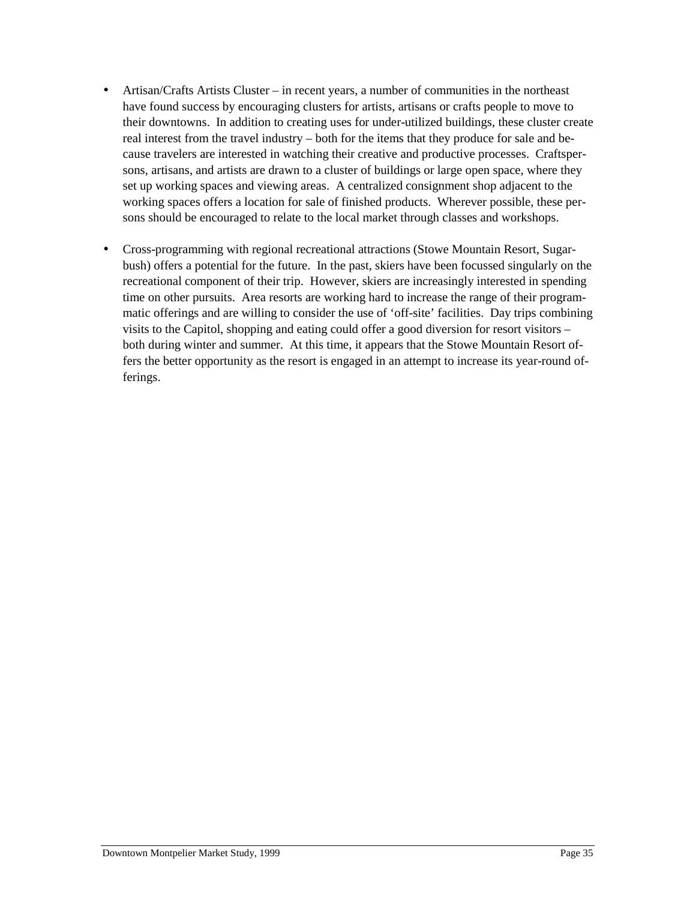- Artisan/Crafts Artists Cluster – in recent years, a number of communities in the northeast have found success by encouraging clusters for artists, artisans or crafts people to move to their downtowns. In addition to creating uses for under-utilized buildings, these cluster create real interest from the travel industry – both for the items that they produce for sale and because travelers are interested in watching their creative and productive processes. Craftspersons, artisans, and artists are drawn to a cluster of buildings or large open space, where they set up working spaces and viewing areas. A centralized consignment shop adjacent to the working spaces offers a location for sale of finished products. Wherever possible, these persons should be encouraged to relate to the local market through classes and workshops.

- Cross-programming with regional recreational attractions (Stowe Mountain Resort, Sugarbush) offers a potential for the future. In the past, skiers have been focussed singularly on the recreational component of their trip. However, skiers are increasingly interested in spending time on other pursuits. Area resorts are working hard to increase the range of their programmatic offerings and are willing to consider the use of 'off-site' facilities. Day trips combining visits to the Capitol, shopping and eating could offer a good diversion for resort visitors – both during winter and summer. At this time, it appears that the Stowe Mountain Resort offers the better opportunity as the resort is engaged in an attempt to increase its year-round offerings.